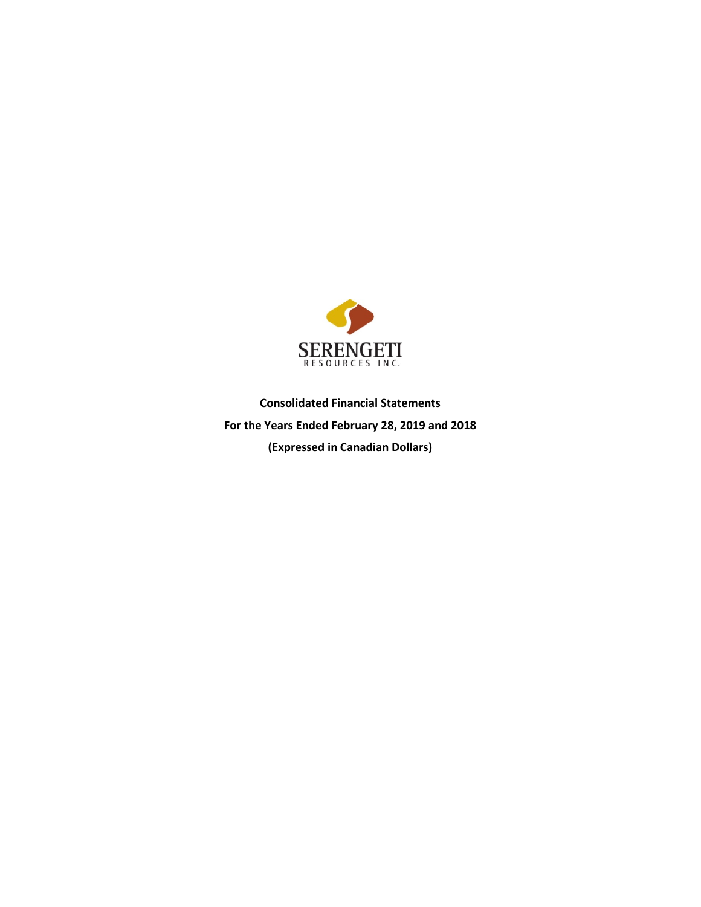SERENGETI

RESOURCES INC.

**Consolidated Financial Statements**

**For the Years Ended February 28, 2019 and 2018**

**(Expressed in Canadian Dollars)**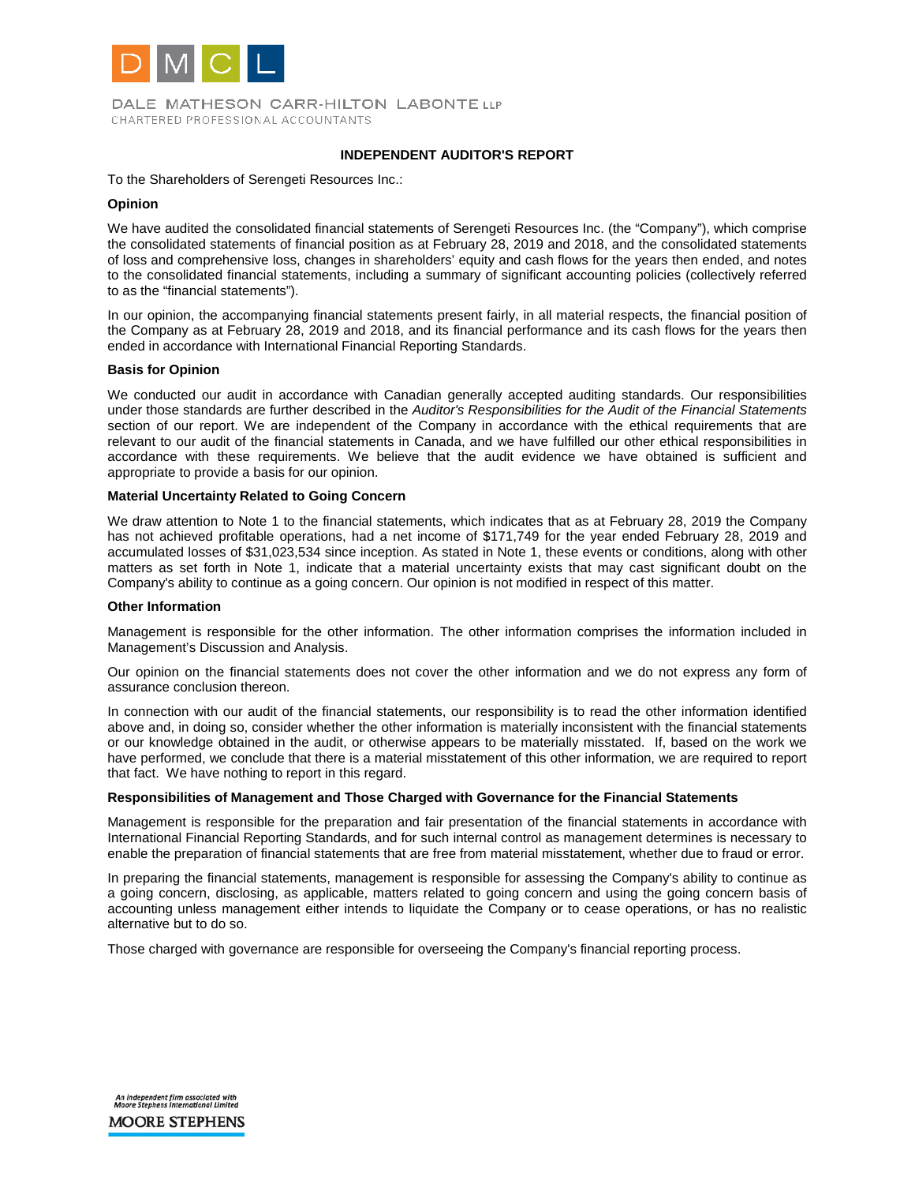DALE MATHESON CARR-HILTON LABONTE LLP
CHARTERED PROFESSIONAL ACCOUNTANTS

# INDEPENDENT AUDITOR'S REPORT

To the Shareholders of Serengeti Resources Inc.:

**Opinion**

We have audited the consolidated financial statements of Serengeti Resources Inc. (the "Company"), which comprise the consolidated statements of financial position as at February 28, 2019 and 2018, and the consolidated statements of loss and comprehensive loss, changes in shareholders' equity and cash flows for the years then ended, and notes to the consolidated financial statements, including a summary of significant accounting policies (collectively referred to as the "financial statements").

In our opinion, the accompanying financial statements present fairly, in all material respects, the financial position of the Company as at February 28, 2019 and 2018, and its financial performance and its cash flows for the years then ended in accordance with International Financial Reporting Standards.

**Basis for Opinion**

We conducted our audit in accordance with Canadian generally accepted auditing standards. Our responsibilities under those standards are further described in the *Auditor's Responsibilities for the Audit of the Financial Statements* section of our report. We are independent of the Company in accordance with the ethical requirements that are relevant to our audit of the financial statements in Canada, and we have fulfilled our other ethical responsibilities in accordance with these requirements. We believe that the audit evidence we have obtained is sufficient and appropriate to provide a basis for our opinion.

**Material Uncertainty Related to Going Concern**

We draw attention to Note 1 to the financial statements, which indicates that as at February 28, 2019 the Company has not achieved profitable operations, had a net income of $171,749 for the year ended February 28, 2019 and accumulated losses of $31,023,534 since inception. As stated in Note 1, these events or conditions, along with other matters as set forth in Note 1, indicate that a material uncertainty exists that may cast significant doubt on the Company's ability to continue as a going concern. Our opinion is not modified in respect of this matter.

**Other Information**

Management is responsible for the other information. The other information comprises the information included in Management's Discussion and Analysis.

Our opinion on the financial statements does not cover the other information and we do not express any form of assurance conclusion thereon.

In connection with our audit of the financial statements, our responsibility is to read the other information identified above and, in doing so, consider whether the other information is materially inconsistent with the financial statements or our knowledge obtained in the audit, or otherwise appears to be materially misstated. If, based on the work we have performed, we conclude that there is a material misstatement of this other information, we are required to report that fact. We have nothing to report in this regard.

**Responsibilities of Management and Those Charged with Governance for the Financial Statements**

Management is responsible for the preparation and fair presentation of the financial statements in accordance with International Financial Reporting Standards, and for such internal control as management determines is necessary to enable the preparation of financial statements that are free from material misstatement, whether due to fraud or error.

In preparing the financial statements, management is responsible for assessing the Company's ability to continue as a going concern, disclosing, as applicable, matters related to going concern and using the going concern basis of accounting unless management either intends to liquidate the Company or to cease operations, or has no realistic alternative but to do so.

Those charged with governance are responsible for overseeing the Company's financial reporting process.

An independent firm associated with Moore Stephens International Limited
MOORE STEPHENS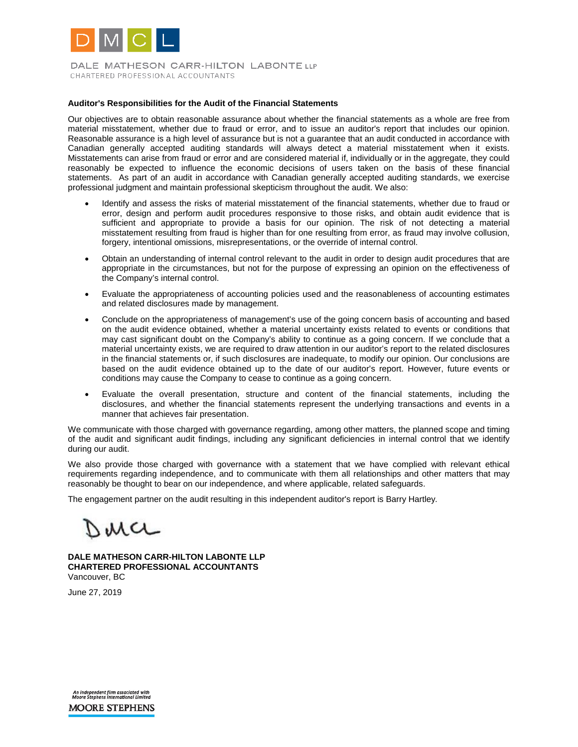DALE MATHESON CARR-HILTON LABONTE LLP
CHARTERED PROFESSIONAL ACCOUNTANTS

**Auditor's Responsibilities for the Audit of the Financial Statements**

Our objectives are to obtain reasonable assurance about whether the financial statements as a whole are free from material misstatement, whether due to fraud or error, and to issue an auditor's report that includes our opinion. Reasonable assurance is a high level of assurance but is not a guarantee that an audit conducted in accordance with Canadian generally accepted auditing standards will always detect a material misstatement when it exists. Misstatements can arise from fraud or error and are considered material if, individually or in the aggregate, they could reasonably be expected to influence the economic decisions of users taken on the basis of these financial statements. As part of an audit in accordance with Canadian generally accepted auditing standards, we exercise professional judgment and maintain professional skepticism throughout the audit. We also:

- Identify and assess the risks of material misstatement of the financial statements, whether due to fraud or error, design and perform audit procedures responsive to those risks, and obtain audit evidence that is sufficient and appropriate to provide a basis for our opinion. The risk of not detecting a material misstatement resulting from fraud is higher than for one resulting from error, as fraud may involve collusion, forgery, intentional omissions, misrepresentations, or the override of internal control.

- Obtain an understanding of internal control relevant to the audit in order to design audit procedures that are appropriate in the circumstances, but not for the purpose of expressing an opinion on the effectiveness of the Company's internal control.

- Evaluate the appropriateness of accounting policies used and the reasonableness of accounting estimates and related disclosures made by management.

- Conclude on the appropriateness of management's use of the going concern basis of accounting and based on the audit evidence obtained, whether a material uncertainty exists related to events or conditions that may cast significant doubt on the Company's ability to continue as a going concern. If we conclude that a material uncertainty exists, we are required to draw attention in our auditor's report to the related disclosures in the financial statements or, if such disclosures are inadequate, to modify our opinion. Our conclusions are based on the audit evidence obtained up to the date of our auditor's report. However, future events or conditions may cause the Company to cease to continue as a going concern.

- Evaluate the overall presentation, structure and content of the financial statements, including the disclosures, and whether the financial statements represent the underlying transactions and events in a manner that achieves fair presentation.

We communicate with those charged with governance regarding, among other matters, the planned scope and timing of the audit and significant audit findings, including any significant deficiencies in internal control that we identify during our audit.

We also provide those charged with governance with a statement that we have complied with relevant ethical requirements regarding independence, and to communicate with them all relationships and other matters that may reasonably be thought to bear on our independence, and where applicable, related safeguards.

The engagement partner on the audit resulting in this independent auditor's report is Barry Hartley.

DMCL

**DALE MATHESON CARR-HILTON LABONTE LLP**
**CHARTERED PROFESSIONAL ACCOUNTANTS**
Vancouver, BC

June 27, 2019

An independent firm associated with Moore Stephens International Limited
MOORE STEPHENS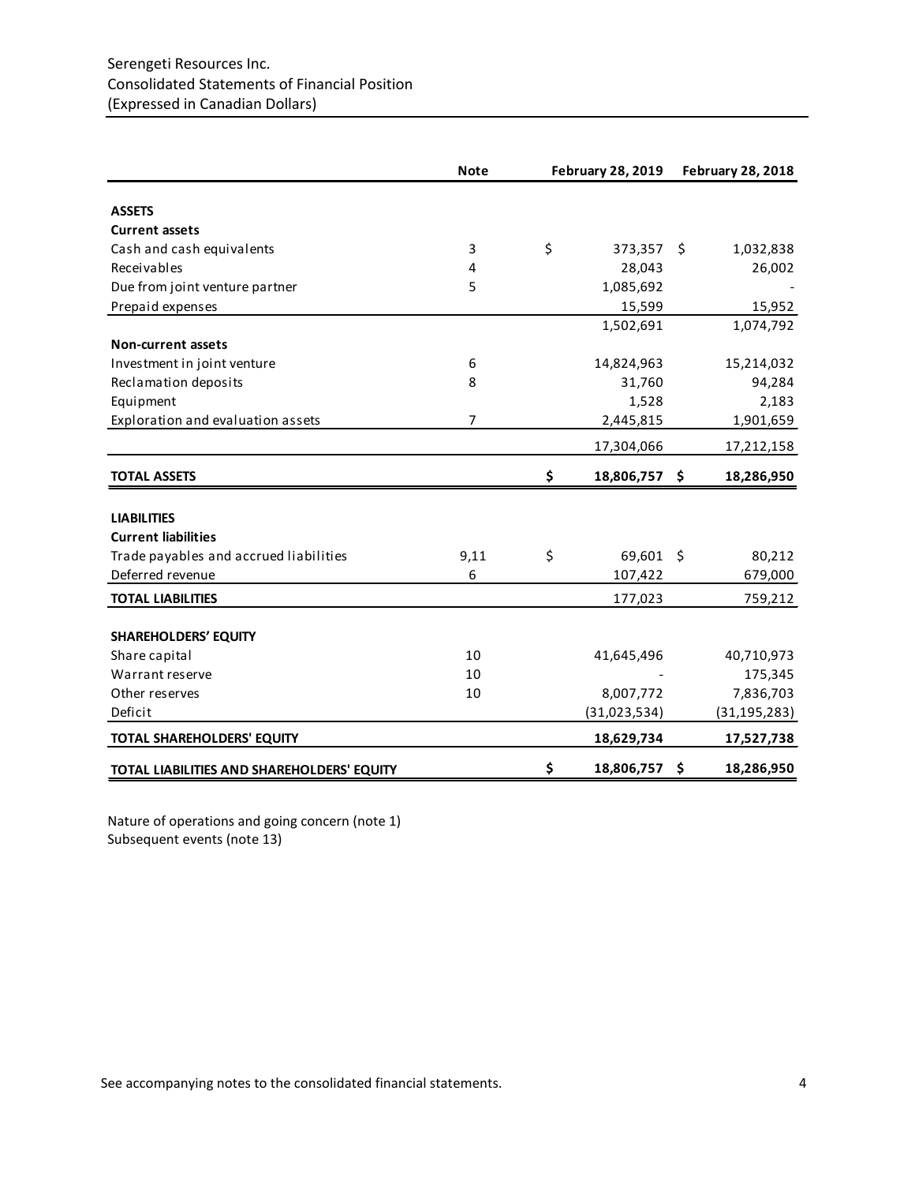Serengeti Resources Inc.
Consolidated Statements of Financial Position
(Expressed in Canadian Dollars)

| | Note | February 28, 2019 | February 28, 2018 |
|---|---|---|---|
| **ASSETS** | | | |
| **Current assets** | | | |
| Cash and cash equivalents | 3 | $ 373,357 | $ 1,032,838 |
| Receivables | 4 | 28,043 | 26,002 |
| Due from joint venture partner | 5 | 1,085,692 | - |
| Prepaid expenses | | 15,599 | 15,952 |
| | | 1,502,691 | 1,074,792 |
| **Non-current assets** | | | |
| Investment in joint venture | 6 | 14,824,963 | 15,214,032 |
| Reclamation deposits | 8 | 31,760 | 94,284 |
| Equipment | | 1,528 | 2,183 |
| Exploration and evaluation assets | 7 | 2,445,815 | 1,901,659 |
| | | 17,304,066 | 17,212,158 |
| **TOTAL ASSETS** | | **$ 18,806,757** | **$ 18,286,950** |
| **LIABILITIES** | | | |
| **Current liabilities** | | | |
| Trade payables and accrued liabilities | 9,11 | $ 69,601 | $ 80,212 |
| Deferred revenue | 6 | 107,422 | 679,000 |
| **TOTAL LIABILITIES** | | 177,023 | 759,212 |
| **SHAREHOLDERS' EQUITY** | | | |
| Share capital | 10 | 41,645,496 | 40,710,973 |
| Warrant reserve | 10 | - | 175,345 |
| Other reserves | 10 | 8,007,772 | 7,836,703 |
| Deficit | | (31,023,534) | (31,195,283) |
| **TOTAL SHAREHOLDERS' EQUITY** | | **18,629,734** | **17,527,738** |
| **TOTAL LIABILITIES AND SHAREHOLDERS' EQUITY** | | **$ 18,806,757** | **$ 18,286,950** |

Nature of operations and going concern (note 1)
Subsequent events (note 13)

See accompanying notes to the consolidated financial statements.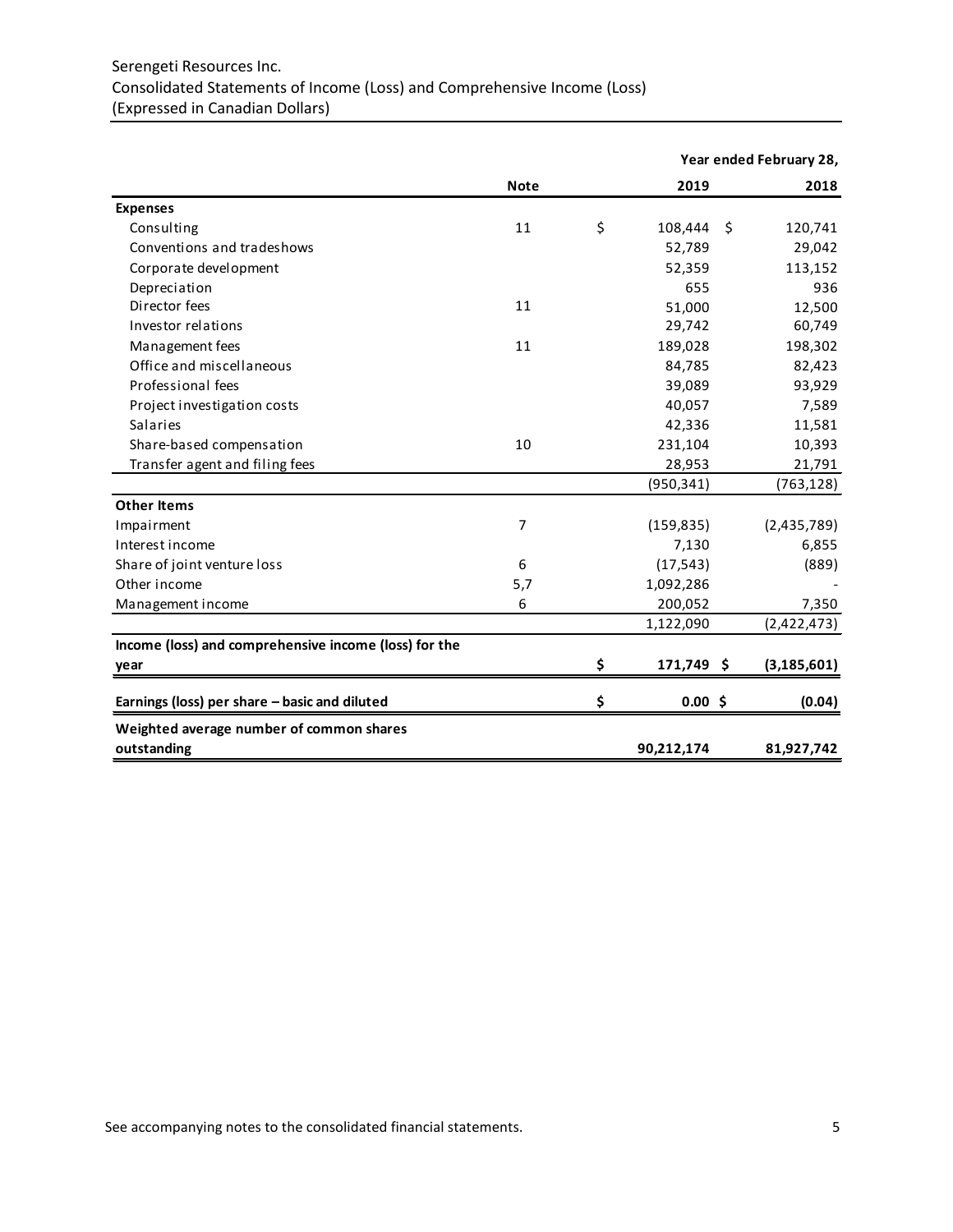Serengeti Resources Inc.
Consolidated Statements of Income (Loss) and Comprehensive Income (Loss)
(Expressed in Canadian Dollars)

| | Note | Year ended February 28, 2019 | 2018 |
|---|---|---|---|
| **Expenses** | | | |
| Consulting | 11 | $ 108,444 | $ 120,741 |
| Conventions and tradeshows | | 52,789 | 29,042 |
| Corporate development | | 52,359 | 113,152 |
| Depreciation | | 655 | 936 |
| Director fees | 11 | 51,000 | 12,500 |
| Investor relations | | 29,742 | 60,749 |
| Management fees | 11 | 189,028 | 198,302 |
| Office and miscellaneous | | 84,785 | 82,423 |
| Professional fees | | 39,089 | 93,929 |
| Project investigation costs | | 40,057 | 7,589 |
| Salaries | | 42,336 | 11,581 |
| Share-based compensation | 10 | 231,104 | 10,393 |
| Transfer agent and filing fees | | 28,953 | 21,791 |
| | | (950,341) | (763,128) |
| **Other Items** | | | |
| Impairment | 7 | (159,835) | (2,435,789) |
| Interest income | | 7,130 | 6,855 |
| Share of joint venture loss | 6 | (17,543) | (889) |
| Other income | 5,7 | 1,092,286 | - |
| Management income | 6 | 200,052 | 7,350 |
| | | 1,122,090 | (2,422,473) |
| **Income (loss) and comprehensive income (loss) for the year** | | **$ 171,749** | **$ (3,185,601)** |
| **Earnings (loss) per share – basic and diluted** | | **$ 0.00** | **$ (0.04)** |
| **Weighted average number of common shares outstanding** | | **90,212,174** | **81,927,742** |

See accompanying notes to the consolidated financial statements.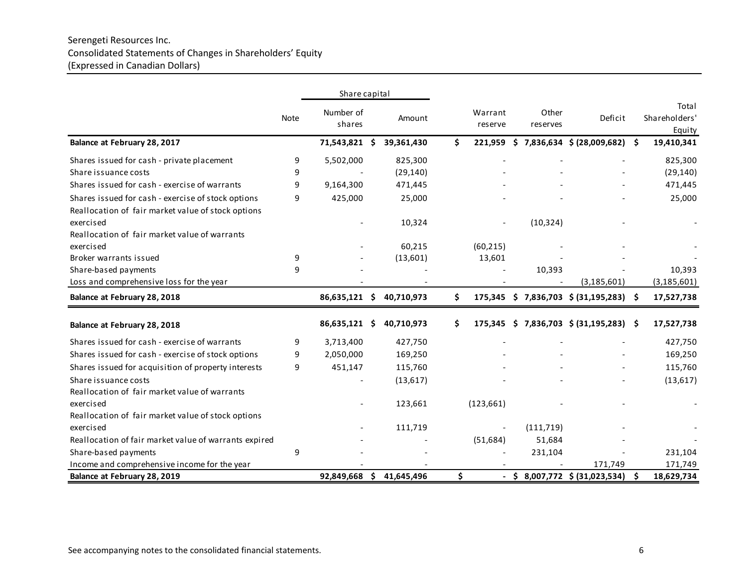Serengeti Resources Inc.
Consolidated Statements of Changes in Shareholders' Equity
(Expressed in Canadian Dollars)

| | Note | Share capital | | Warrant reserve | Other reserves | Deficit | Total Shareholders' Equity |
|---|---|---|---|---|---|---|---|
| | | Number of shares | Amount | | | | |
| **Balance at February 28, 2017** | | **71,543,821** | **$ 39,361,430** | **$ 221,959** | **$ 7,836,634** | **$ (28,009,682)** | **$ 19,410,341** |
| Shares issued for cash - private placement | 9 | 5,502,000 | 825,300 | - | - | - | 825,300 |
| Share issuance costs | 9 | - | (29,140) | - | - | - | (29,140) |
| Shares issued for cash - exercise of warrants | 9 | 9,164,300 | 471,445 | - | - | - | 471,445 |
| Shares issued for cash - exercise of stock options | 9 | 425,000 | 25,000 | - | - | - | 25,000 |
| Reallocation of fair market value of stock options exercised | | - | 10,324 | - | (10,324) | - | - |
| Reallocation of fair market value of warrants exercised | | - | 60,215 | (60,215) | - | - | - |
| Broker warrants issued | 9 | - | (13,601) | 13,601 | - | - | - |
| Share-based payments | 9 | - | - | - | 10,393 | - | 10,393 |
| Loss and comprehensive loss for the year | | - | - | - | - | (3,185,601) | (3,185,601) |
| **Balance at February 28, 2018** | | **86,635,121** | **$ 40,710,973** | **$ 175,345** | **$ 7,836,703** | **$ (31,195,283)** | **$ 17,527,738** |
| | | | | | | | |
| **Balance at February 28, 2018** | | **86,635,121** | **$ 40,710,973** | **$ 175,345** | **$ 7,836,703** | **$ (31,195,283)** | **$ 17,527,738** |
| Shares issued for cash - exercise of warrants | 9 | 3,713,400 | 427,750 | - | - | - | 427,750 |
| Shares issued for cash - exercise of stock options | 9 | 2,050,000 | 169,250 | - | - | - | 169,250 |
| Shares issued for acquisition of property interests | 9 | 451,147 | 115,760 | - | - | - | 115,760 |
| Share issuance costs | | - | (13,617) | - | - | - | (13,617) |
| Reallocation of fair market value of warrants exercised | | - | 123,661 | (123,661) | - | - | - |
| Reallocation of fair market value of stock options exercised | | - | 111,719 | - | (111,719) | - | - |
| Reallocation of fair market value of warrants expired | | - | - | (51,684) | 51,684 | - | - |
| Share-based payments | 9 | - | - | - | 231,104 | - | 231,104 |
| Income and comprehensive income for the year | | - | - | - | - | 171,749 | 171,749 |
| **Balance at February 28, 2019** | | **92,849,668** | **$ 41,645,496** | **$ -** | **$ 8,007,772** | **$ (31,023,534)** | **$ 18,629,734** |

See accompanying notes to the consolidated financial statements.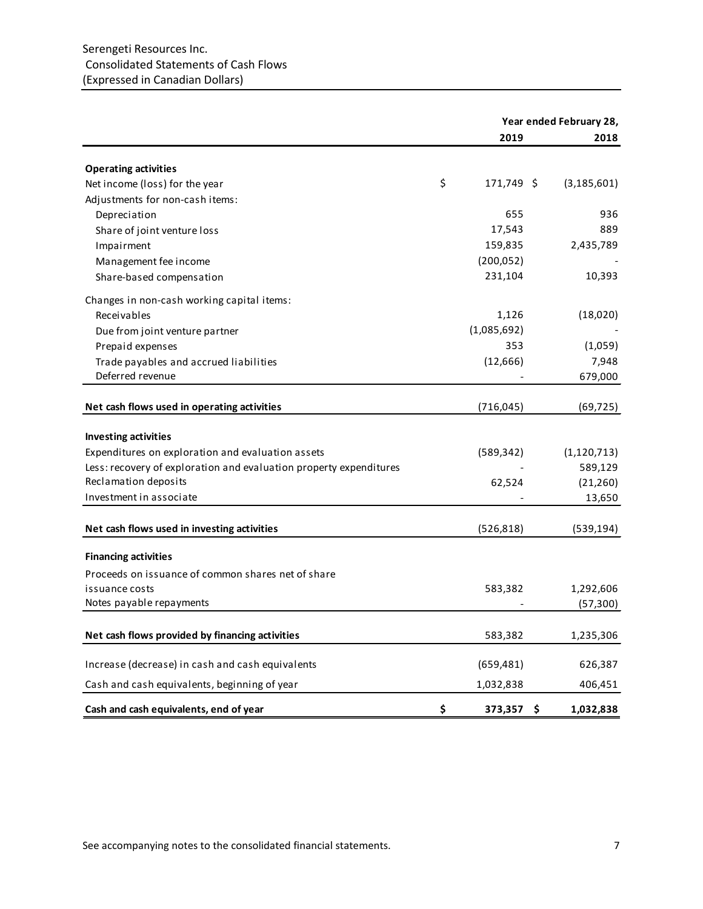Serengeti Resources Inc.
Consolidated Statements of Cash Flows
(Expressed in Canadian Dollars)

| | Year ended February 28, 2019 | 2018 |
|---|---|---|
| **Operating activities** | | |
| Net income (loss) for the year | $ 171,749 | $ (3,185,601) |
| Adjustments for non-cash items: | | |
| Depreciation | 655 | 936 |
| Share of joint venture loss | 17,543 | 889 |
| Impairment | 159,835 | 2,435,789 |
| Management fee income | (200,052) | - |
| Share-based compensation | 231,104 | 10,393 |
| Changes in non-cash working capital items: | | |
| Receivables | 1,126 | (18,020) |
| Due from joint venture partner | (1,085,692) | - |
| Prepaid expenses | 353 | (1,059) |
| Trade payables and accrued liabilities | (12,666) | 7,948 |
| Deferred revenue | - | 679,000 |
| **Net cash flows used in operating activities** | (716,045) | (69,725) |
| **Investing activities** | | |
| Expenditures on exploration and evaluation assets | (589,342) | (1,120,713) |
| Less: recovery of exploration and evaluation property expenditures | - | 589,129 |
| Reclamation deposits | 62,524 | (21,260) |
| Investment in associate | - | 13,650 |
| **Net cash flows used in investing activities** | (526,818) | (539,194) |
| **Financing activities** | | |
| Proceeds on issuance of common shares net of share issuance costs | 583,382 | 1,292,606 |
| Notes payable repayments | - | (57,300) |
| **Net cash flows provided by financing activities** | 583,382 | 1,235,306 |
| Increase (decrease) in cash and cash equivalents | (659,481) | 626,387 |
| Cash and cash equivalents, beginning of year | 1,032,838 | 406,451 |
| **Cash and cash equivalents, end of year** | **$ 373,357** | **$ 1,032,838** |

See accompanying notes to the consolidated financial statements.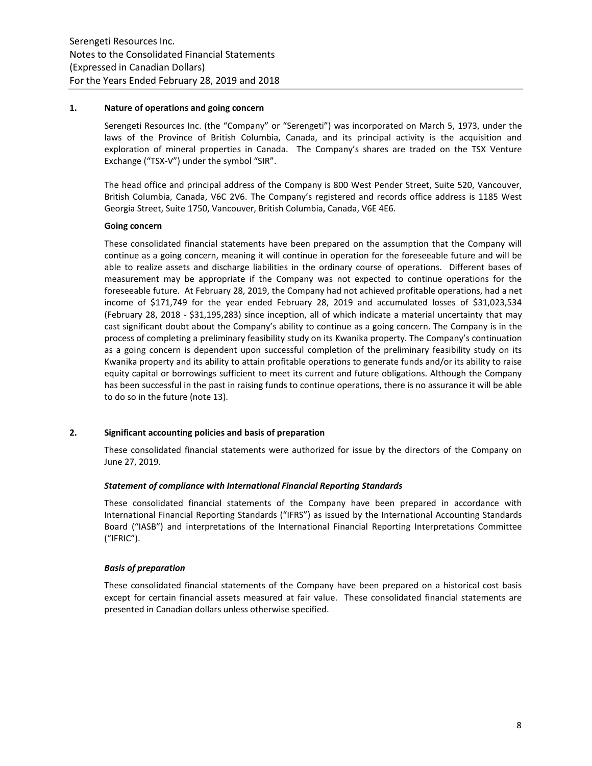## 1. Nature of operations and going concern

Serengeti Resources Inc. (the "Company" or "Serengeti") was incorporated on March 5, 1973, under the laws of the Province of British Columbia, Canada, and its principal activity is the acquisition and exploration of mineral properties in Canada. The Company's shares are traded on the TSX Venture Exchange ("TSX-V") under the symbol "SIR".

The head office and principal address of the Company is 800 West Pender Street, Suite 520, Vancouver, British Columbia, Canada, V6C 2V6. The Company's registered and records office address is 1185 West Georgia Street, Suite 1750, Vancouver, British Columbia, Canada, V6E 4E6.

**Going concern**

These consolidated financial statements have been prepared on the assumption that the Company will continue as a going concern, meaning it will continue in operation for the foreseeable future and will be able to realize assets and discharge liabilities in the ordinary course of operations. Different bases of measurement may be appropriate if the Company was not expected to continue operations for the foreseeable future. At February 28, 2019, the Company had not achieved profitable operations, had a net income of $171,749 for the year ended February 28, 2019 and accumulated losses of $31,023,534 (February 28, 2018 - $31,195,283) since inception, all of which indicate a material uncertainty that may cast significant doubt about the Company's ability to continue as a going concern. The Company is in the process of completing a preliminary feasibility study on its Kwanika property. The Company's continuation as a going concern is dependent upon successful completion of the preliminary feasibility study on its Kwanika property and its ability to attain profitable operations to generate funds and/or its ability to raise equity capital or borrowings sufficient to meet its current and future obligations. Although the Company has been successful in the past in raising funds to continue operations, there is no assurance it will be able to do so in the future (note 13).

## 2. Significant accounting policies and basis of preparation

These consolidated financial statements were authorized for issue by the directors of the Company on June 27, 2019.

***Statement of compliance with International Financial Reporting Standards***

These consolidated financial statements of the Company have been prepared in accordance with International Financial Reporting Standards ("IFRS") as issued by the International Accounting Standards Board ("IASB") and interpretations of the International Financial Reporting Interpretations Committee ("IFRIC").

***Basis of preparation***

These consolidated financial statements of the Company have been prepared on a historical cost basis except for certain financial assets measured at fair value. These consolidated financial statements are presented in Canadian dollars unless otherwise specified.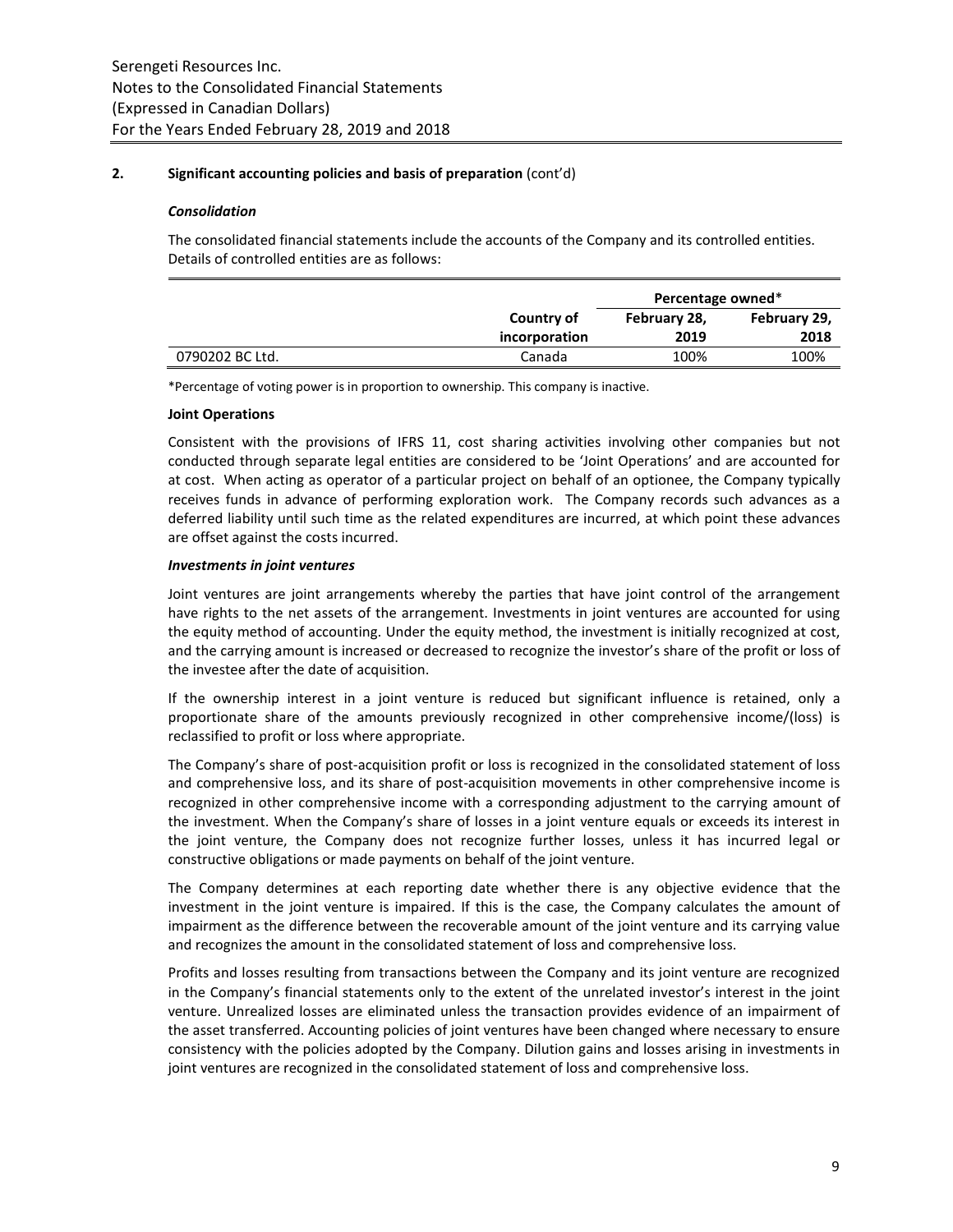## 2. Significant accounting policies and basis of preparation (cont'd)

### *Consolidation*

The consolidated financial statements include the accounts of the Company and its controlled entities. Details of controlled entities are as follows:

| | Country of incorporation | Percentage owned* | |
|---|---|---|---|
| | | February 28, 2019 | February 29, 2018 |
| 0790202 BC Ltd. | Canada | 100% | 100% |

*Percentage of voting power is in proportion to ownership. This company is inactive.

**Joint Operations**

Consistent with the provisions of IFRS 11, cost sharing activities involving other companies but not conducted through separate legal entities are considered to be 'Joint Operations' and are accounted for at cost. When acting as operator of a particular project on behalf of an optionee, the Company typically receives funds in advance of performing exploration work. The Company records such advances as a deferred liability until such time as the related expenditures are incurred, at which point these advances are offset against the costs incurred.

### *Investments in joint ventures*

Joint ventures are joint arrangements whereby the parties that have joint control of the arrangement have rights to the net assets of the arrangement. Investments in joint ventures are accounted for using the equity method of accounting. Under the equity method, the investment is initially recognized at cost, and the carrying amount is increased or decreased to recognize the investor's share of the profit or loss of the investee after the date of acquisition.

If the ownership interest in a joint venture is reduced but significant influence is retained, only a proportionate share of the amounts previously recognized in other comprehensive income/(loss) is reclassified to profit or loss where appropriate.

The Company's share of post-acquisition profit or loss is recognized in the consolidated statement of loss and comprehensive loss, and its share of post-acquisition movements in other comprehensive income is recognized in other comprehensive income with a corresponding adjustment to the carrying amount of the investment. When the Company's share of losses in a joint venture equals or exceeds its interest in the joint venture, the Company does not recognize further losses, unless it has incurred legal or constructive obligations or made payments on behalf of the joint venture.

The Company determines at each reporting date whether there is any objective evidence that the investment in the joint venture is impaired. If this is the case, the Company calculates the amount of impairment as the difference between the recoverable amount of the joint venture and its carrying value and recognizes the amount in the consolidated statement of loss and comprehensive loss.

Profits and losses resulting from transactions between the Company and its joint venture are recognized in the Company's financial statements only to the extent of the unrelated investor's interest in the joint venture. Unrealized losses are eliminated unless the transaction provides evidence of an impairment of the asset transferred. Accounting policies of joint ventures have been changed where necessary to ensure consistency with the policies adopted by the Company. Dilution gains and losses arising in investments in joint ventures are recognized in the consolidated statement of loss and comprehensive loss.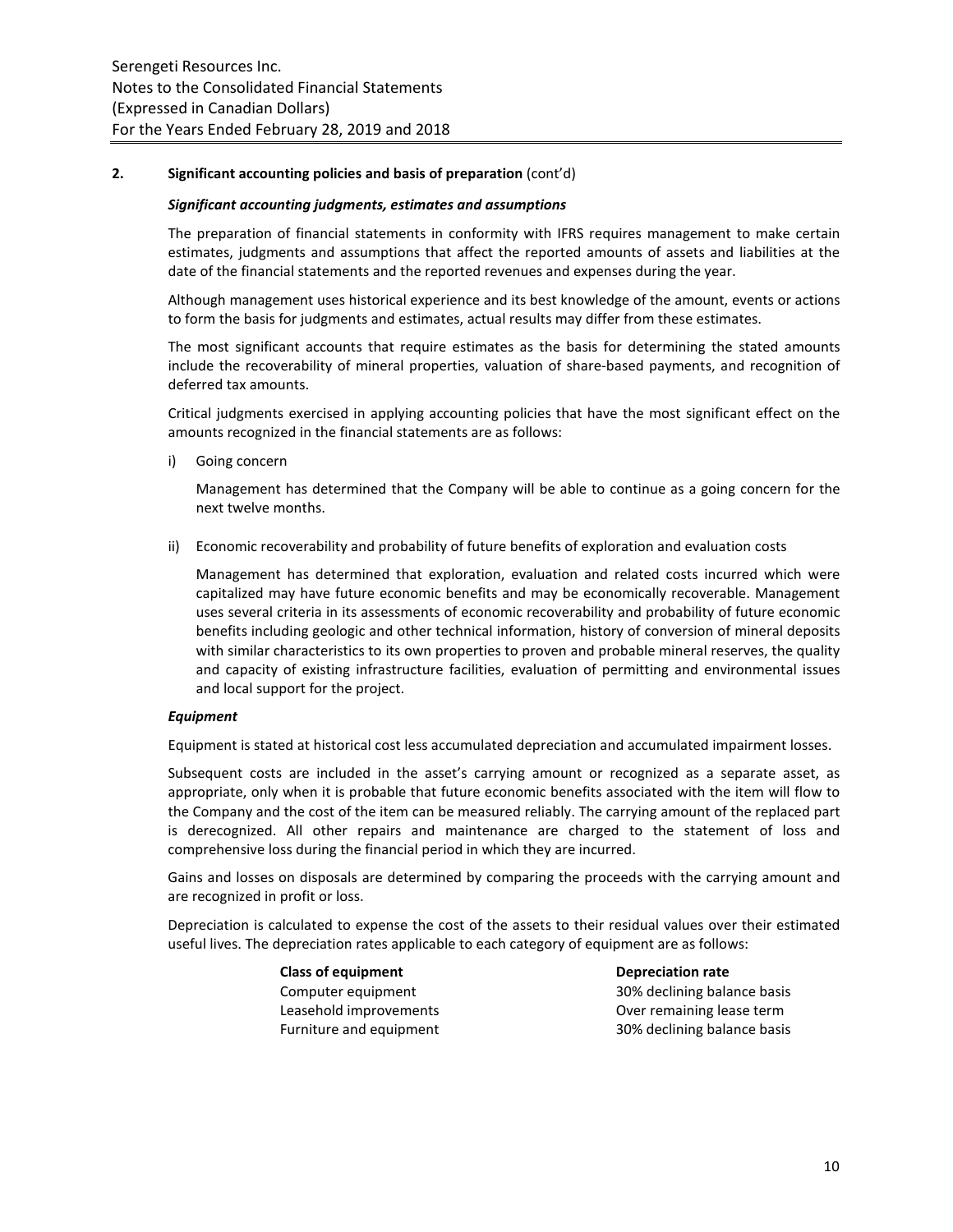## 2. Significant accounting policies and basis of preparation (cont'd)

***Significant accounting judgments, estimates and assumptions***

The preparation of financial statements in conformity with IFRS requires management to make certain estimates, judgments and assumptions that affect the reported amounts of assets and liabilities at the date of the financial statements and the reported revenues and expenses during the year.

Although management uses historical experience and its best knowledge of the amount, events or actions to form the basis for judgments and estimates, actual results may differ from these estimates.

The most significant accounts that require estimates as the basis for determining the stated amounts include the recoverability of mineral properties, valuation of share-based payments, and recognition of deferred tax amounts.

Critical judgments exercised in applying accounting policies that have the most significant effect on the amounts recognized in the financial statements are as follows:

i) Going concern

   Management has determined that the Company will be able to continue as a going concern for the next twelve months.

ii) Economic recoverability and probability of future benefits of exploration and evaluation costs

   Management has determined that exploration, evaluation and related costs incurred which were capitalized may have future economic benefits and may be economically recoverable. Management uses several criteria in its assessments of economic recoverability and probability of future economic benefits including geologic and other technical information, history of conversion of mineral deposits with similar characteristics to its own properties to proven and probable mineral reserves, the quality and capacity of existing infrastructure facilities, evaluation of permitting and environmental issues and local support for the project.

***Equipment***

Equipment is stated at historical cost less accumulated depreciation and accumulated impairment losses.

Subsequent costs are included in the asset's carrying amount or recognized as a separate asset, as appropriate, only when it is probable that future economic benefits associated with the item will flow to the Company and the cost of the item can be measured reliably. The carrying amount of the replaced part is derecognized. All other repairs and maintenance are charged to the statement of loss and comprehensive loss during the financial period in which they are incurred.

Gains and losses on disposals are determined by comparing the proceeds with the carrying amount and are recognized in profit or loss.

Depreciation is calculated to expense the cost of the assets to their residual values over their estimated useful lives. The depreciation rates applicable to each category of equipment are as follows:

| Class of equipment | Depreciation rate |
|---|---|
| Computer equipment | 30% declining balance basis |
| Leasehold improvements | Over remaining lease term |
| Furniture and equipment | 30% declining balance basis |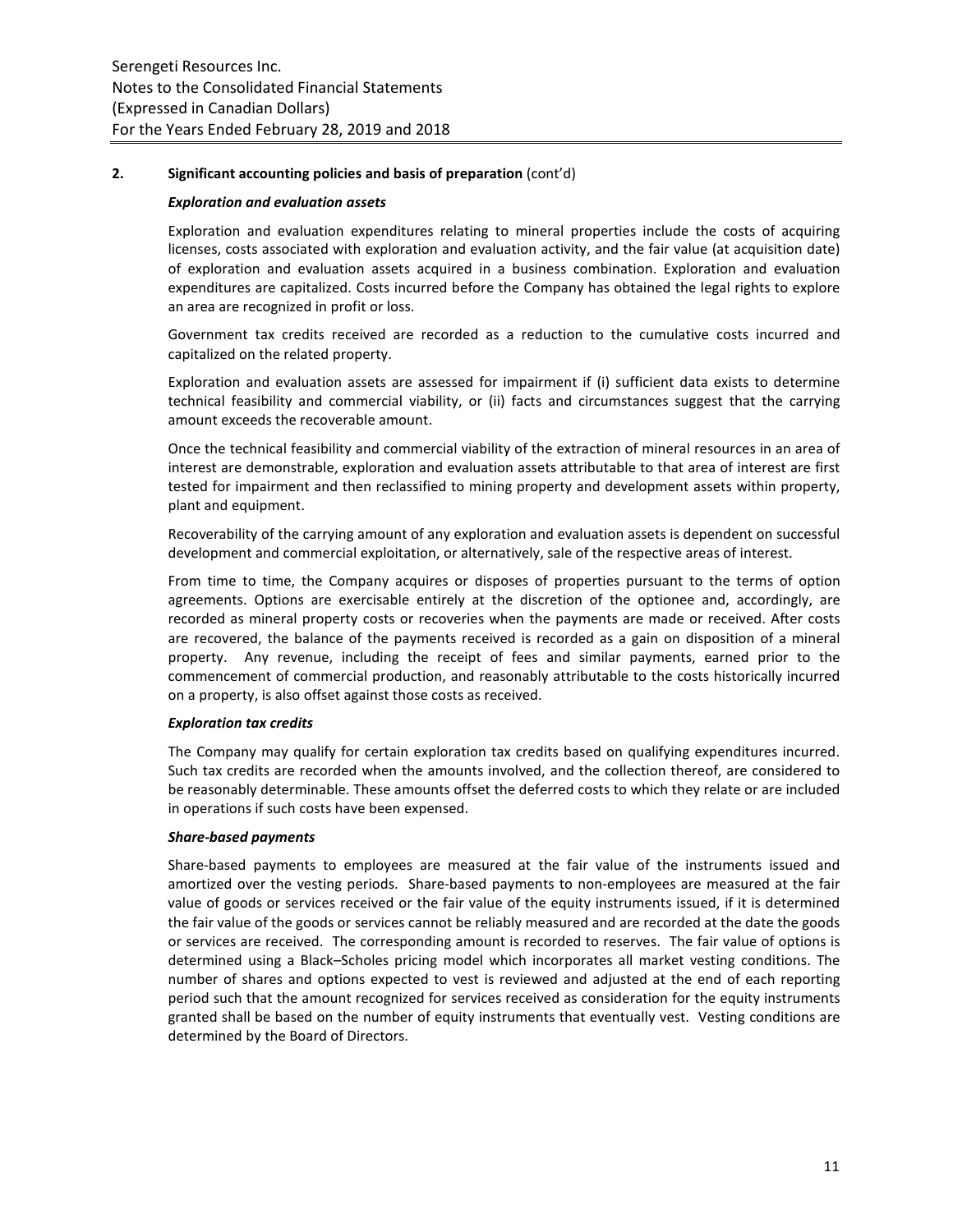## 2. Significant accounting policies and basis of preparation (cont'd)

### *Exploration and evaluation assets*

Exploration and evaluation expenditures relating to mineral properties include the costs of acquiring licenses, costs associated with exploration and evaluation activity, and the fair value (at acquisition date) of exploration and evaluation assets acquired in a business combination. Exploration and evaluation expenditures are capitalized. Costs incurred before the Company has obtained the legal rights to explore an area are recognized in profit or loss.

Government tax credits received are recorded as a reduction to the cumulative costs incurred and capitalized on the related property.

Exploration and evaluation assets are assessed for impairment if (i) sufficient data exists to determine technical feasibility and commercial viability, or (ii) facts and circumstances suggest that the carrying amount exceeds the recoverable amount.

Once the technical feasibility and commercial viability of the extraction of mineral resources in an area of interest are demonstrable, exploration and evaluation assets attributable to that area of interest are first tested for impairment and then reclassified to mining property and development assets within property, plant and equipment.

Recoverability of the carrying amount of any exploration and evaluation assets is dependent on successful development and commercial exploitation, or alternatively, sale of the respective areas of interest.

From time to time, the Company acquires or disposes of properties pursuant to the terms of option agreements. Options are exercisable entirely at the discretion of the optionee and, accordingly, are recorded as mineral property costs or recoveries when the payments are made or received. After costs are recovered, the balance of the payments received is recorded as a gain on disposition of a mineral property. Any revenue, including the receipt of fees and similar payments, earned prior to the commencement of commercial production, and reasonably attributable to the costs historically incurred on a property, is also offset against those costs as received.

### *Exploration tax credits*

The Company may qualify for certain exploration tax credits based on qualifying expenditures incurred. Such tax credits are recorded when the amounts involved, and the collection thereof, are considered to be reasonably determinable. These amounts offset the deferred costs to which they relate or are included in operations if such costs have been expensed.

### *Share-based payments*

Share-based payments to employees are measured at the fair value of the instruments issued and amortized over the vesting periods. Share-based payments to non-employees are measured at the fair value of goods or services received or the fair value of the equity instruments issued, if it is determined the fair value of the goods or services cannot be reliably measured and are recorded at the date the goods or services are received. The corresponding amount is recorded to reserves. The fair value of options is determined using a Black–Scholes pricing model which incorporates all market vesting conditions. The number of shares and options expected to vest is reviewed and adjusted at the end of each reporting period such that the amount recognized for services received as consideration for the equity instruments granted shall be based on the number of equity instruments that eventually vest. Vesting conditions are determined by the Board of Directors.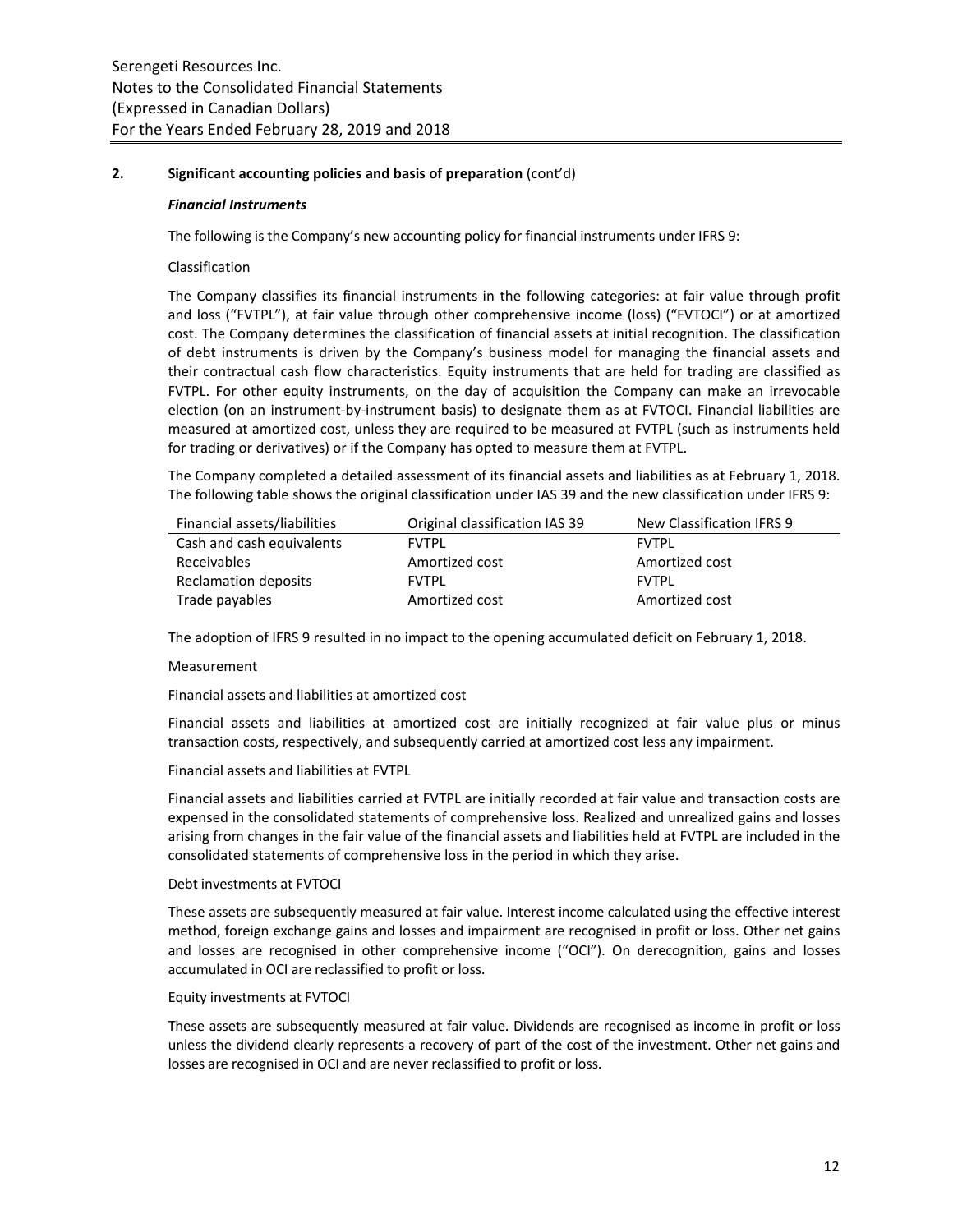## 2. Significant accounting policies and basis of preparation (cont'd)

### *Financial Instruments*

The following is the Company's new accounting policy for financial instruments under IFRS 9:

Classification

The Company classifies its financial instruments in the following categories: at fair value through profit and loss ("FVTPL"), at fair value through other comprehensive income (loss) ("FVTOCI") or at amortized cost. The Company determines the classification of financial assets at initial recognition. The classification of debt instruments is driven by the Company's business model for managing the financial assets and their contractual cash flow characteristics. Equity instruments that are held for trading are classified as FVTPL. For other equity instruments, on the day of acquisition the Company can make an irrevocable election (on an instrument-by-instrument basis) to designate them as at FVTOCI. Financial liabilities are measured at amortized cost, unless they are required to be measured at FVTPL (such as instruments held for trading or derivatives) or if the Company has opted to measure them at FVTPL.

The Company completed a detailed assessment of its financial assets and liabilities as at February 1, 2018. The following table shows the original classification under IAS 39 and the new classification under IFRS 9:

| Financial assets/liabilities | Original classification IAS 39 | New Classification IFRS 9 |
|---|---|---|
| Cash and cash equivalents | FVTPL | FVTPL |
| Receivables | Amortized cost | Amortized cost |
| Reclamation deposits | FVTPL | FVTPL |
| Trade payables | Amortized cost | Amortized cost |

The adoption of IFRS 9 resulted in no impact to the opening accumulated deficit on February 1, 2018.

Measurement

Financial assets and liabilities at amortized cost

Financial assets and liabilities at amortized cost are initially recognized at fair value plus or minus transaction costs, respectively, and subsequently carried at amortized cost less any impairment.

Financial assets and liabilities at FVTPL

Financial assets and liabilities carried at FVTPL are initially recorded at fair value and transaction costs are expensed in the consolidated statements of comprehensive loss. Realized and unrealized gains and losses arising from changes in the fair value of the financial assets and liabilities held at FVTPL are included in the consolidated statements of comprehensive loss in the period in which they arise.

Debt investments at FVTOCI

These assets are subsequently measured at fair value. Interest income calculated using the effective interest method, foreign exchange gains and losses and impairment are recognised in profit or loss. Other net gains and losses are recognised in other comprehensive income ("OCI"). On derecognition, gains and losses accumulated in OCI are reclassified to profit or loss.

Equity investments at FVTOCI

These assets are subsequently measured at fair value. Dividends are recognised as income in profit or loss unless the dividend clearly represents a recovery of part of the cost of the investment. Other net gains and losses are recognised in OCI and are never reclassified to profit or loss.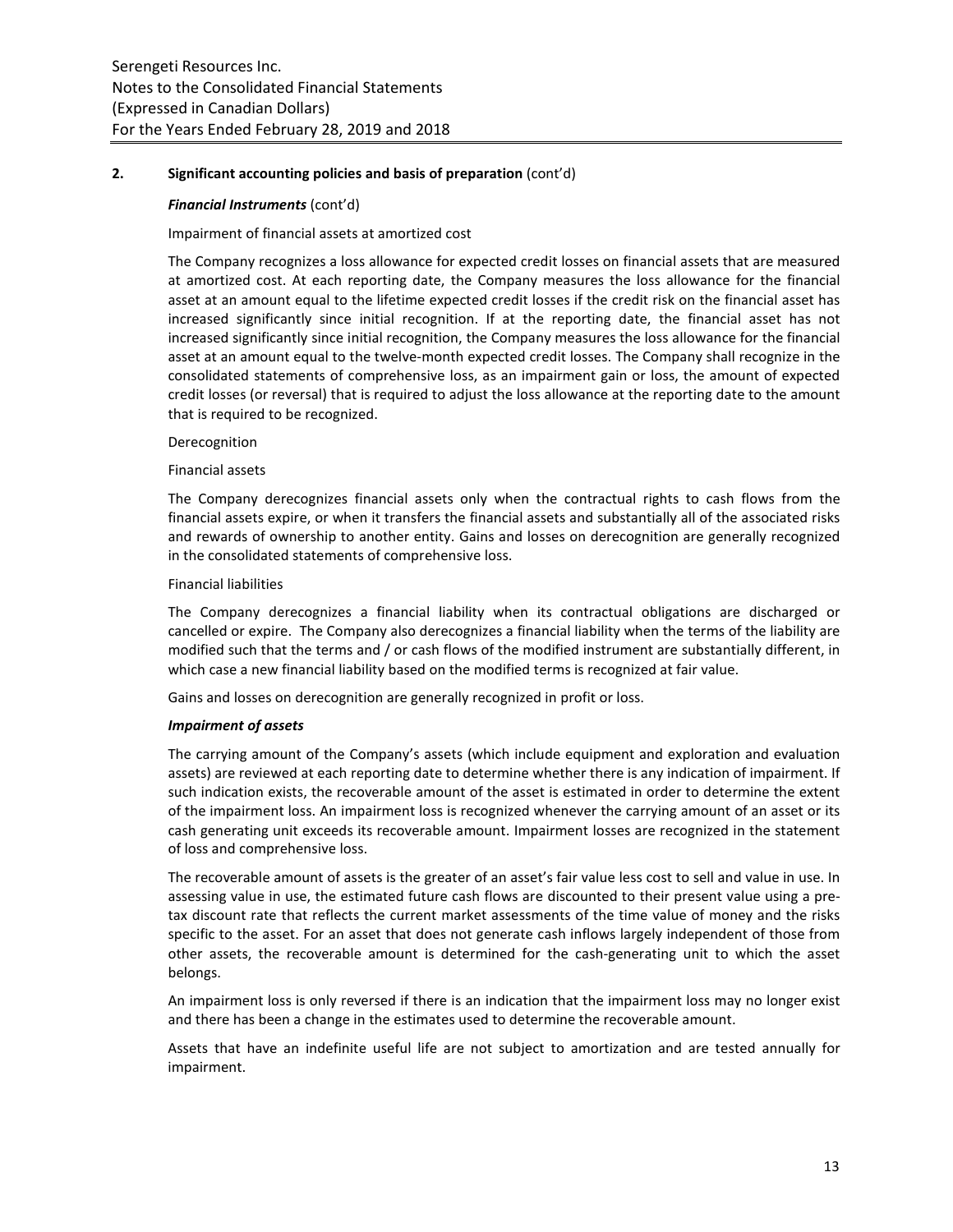## 2. Significant accounting policies and basis of preparation (cont'd)

***Financial Instruments*** (cont'd)

Impairment of financial assets at amortized cost

The Company recognizes a loss allowance for expected credit losses on financial assets that are measured at amortized cost. At each reporting date, the Company measures the loss allowance for the financial asset at an amount equal to the lifetime expected credit losses if the credit risk on the financial asset has increased significantly since initial recognition. If at the reporting date, the financial asset has not increased significantly since initial recognition, the Company measures the loss allowance for the financial asset at an amount equal to the twelve-month expected credit losses. The Company shall recognize in the consolidated statements of comprehensive loss, as an impairment gain or loss, the amount of expected credit losses (or reversal) that is required to adjust the loss allowance at the reporting date to the amount that is required to be recognized.

Derecognition

Financial assets

The Company derecognizes financial assets only when the contractual rights to cash flows from the financial assets expire, or when it transfers the financial assets and substantially all of the associated risks and rewards of ownership to another entity. Gains and losses on derecognition are generally recognized in the consolidated statements of comprehensive loss.

Financial liabilities

The Company derecognizes a financial liability when its contractual obligations are discharged or cancelled or expire. The Company also derecognizes a financial liability when the terms of the liability are modified such that the terms and / or cash flows of the modified instrument are substantially different, in which case a new financial liability based on the modified terms is recognized at fair value.

Gains and losses on derecognition are generally recognized in profit or loss.

***Impairment of assets***

The carrying amount of the Company's assets (which include equipment and exploration and evaluation assets) are reviewed at each reporting date to determine whether there is any indication of impairment. If such indication exists, the recoverable amount of the asset is estimated in order to determine the extent of the impairment loss. An impairment loss is recognized whenever the carrying amount of an asset or its cash generating unit exceeds its recoverable amount. Impairment losses are recognized in the statement of loss and comprehensive loss.

The recoverable amount of assets is the greater of an asset's fair value less cost to sell and value in use. In assessing value in use, the estimated future cash flows are discounted to their present value using a pre-tax discount rate that reflects the current market assessments of the time value of money and the risks specific to the asset. For an asset that does not generate cash inflows largely independent of those from other assets, the recoverable amount is determined for the cash-generating unit to which the asset belongs.

An impairment loss is only reversed if there is an indication that the impairment loss may no longer exist and there has been a change in the estimates used to determine the recoverable amount.

Assets that have an indefinite useful life are not subject to amortization and are tested annually for impairment.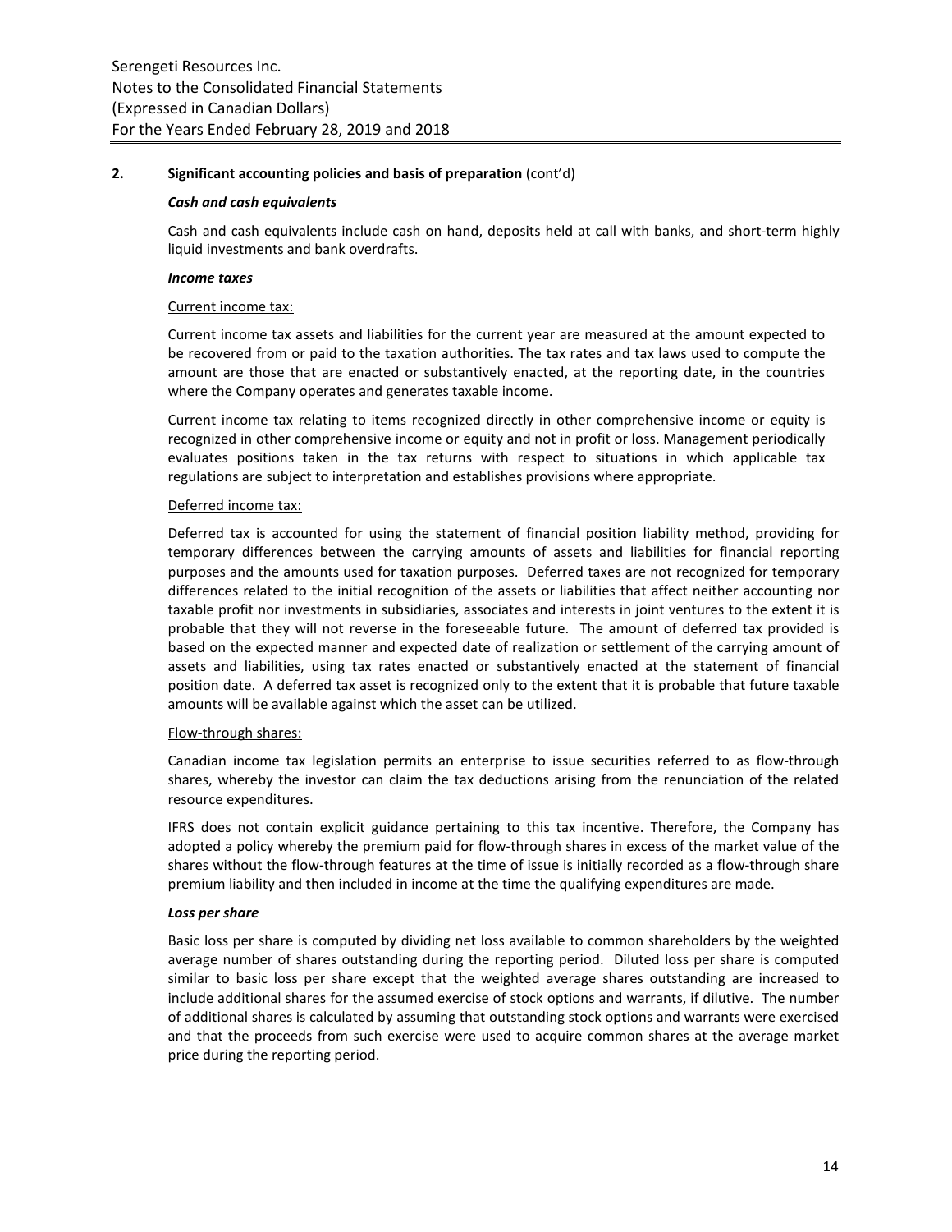## 2. Significant accounting policies and basis of preparation (cont'd)

### *Cash and cash equivalents*

Cash and cash equivalents include cash on hand, deposits held at call with banks, and short-term highly liquid investments and bank overdrafts.

### *Income taxes*

Current income tax:

Current income tax assets and liabilities for the current year are measured at the amount expected to be recovered from or paid to the taxation authorities. The tax rates and tax laws used to compute the amount are those that are enacted or substantively enacted, at the reporting date, in the countries where the Company operates and generates taxable income.

Current income tax relating to items recognized directly in other comprehensive income or equity is recognized in other comprehensive income or equity and not in profit or loss. Management periodically evaluates positions taken in the tax returns with respect to situations in which applicable tax regulations are subject to interpretation and establishes provisions where appropriate.

Deferred income tax:

Deferred tax is accounted for using the statement of financial position liability method, providing for temporary differences between the carrying amounts of assets and liabilities for financial reporting purposes and the amounts used for taxation purposes. Deferred taxes are not recognized for temporary differences related to the initial recognition of the assets or liabilities that affect neither accounting nor taxable profit nor investments in subsidiaries, associates and interests in joint ventures to the extent it is probable that they will not reverse in the foreseeable future. The amount of deferred tax provided is based on the expected manner and expected date of realization or settlement of the carrying amount of assets and liabilities, using tax rates enacted or substantively enacted at the statement of financial position date. A deferred tax asset is recognized only to the extent that it is probable that future taxable amounts will be available against which the asset can be utilized.

Flow-through shares:

Canadian income tax legislation permits an enterprise to issue securities referred to as flow-through shares, whereby the investor can claim the tax deductions arising from the renunciation of the related resource expenditures.

IFRS does not contain explicit guidance pertaining to this tax incentive. Therefore, the Company has adopted a policy whereby the premium paid for flow-through shares in excess of the market value of the shares without the flow-through features at the time of issue is initially recorded as a flow-through share premium liability and then included in income at the time the qualifying expenditures are made.

### *Loss per share*

Basic loss per share is computed by dividing net loss available to common shareholders by the weighted average number of shares outstanding during the reporting period. Diluted loss per share is computed similar to basic loss per share except that the weighted average shares outstanding are increased to include additional shares for the assumed exercise of stock options and warrants, if dilutive. The number of additional shares is calculated by assuming that outstanding stock options and warrants were exercised and that the proceeds from such exercise were used to acquire common shares at the average market price during the reporting period.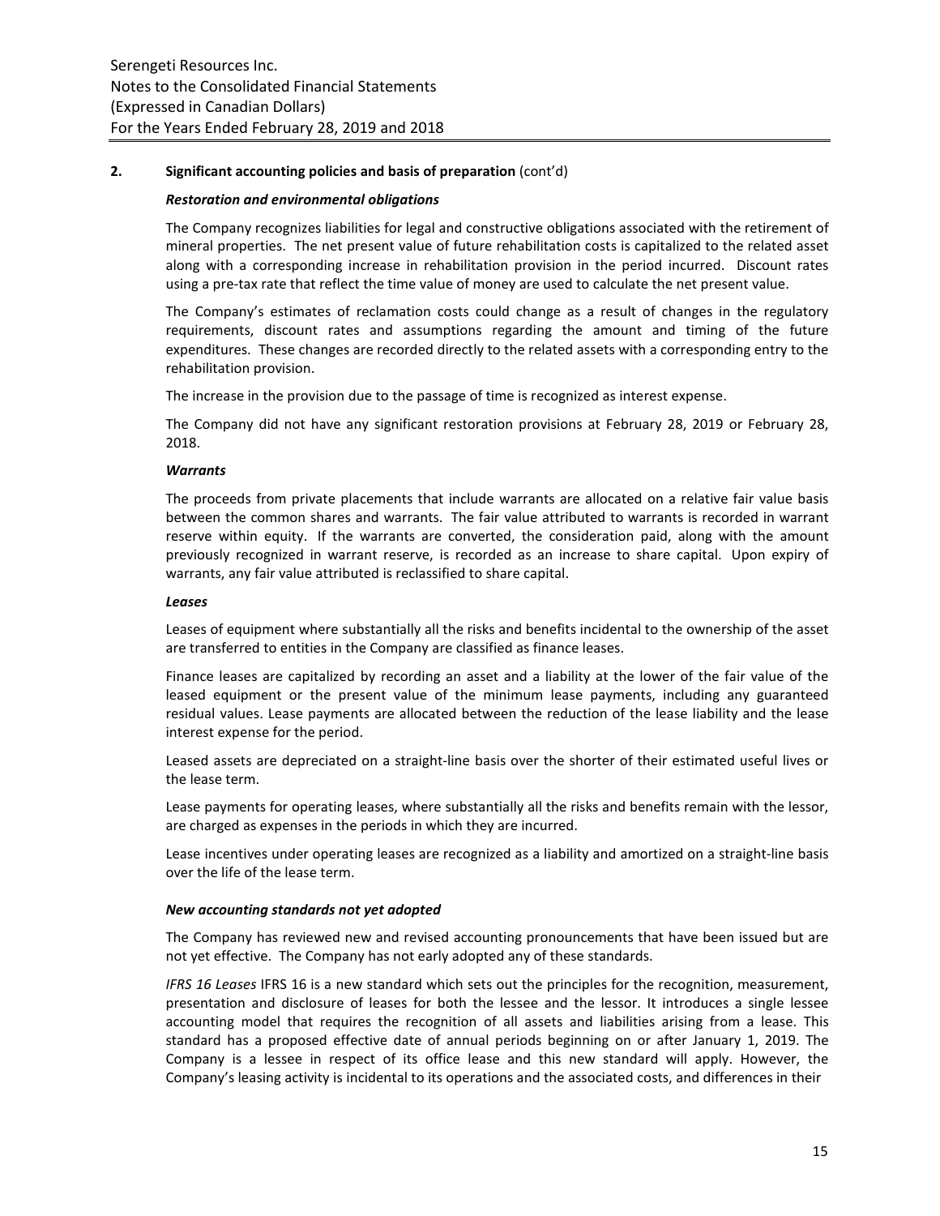## 2. Significant accounting policies and basis of preparation (cont'd)

***Restoration and environmental obligations***

The Company recognizes liabilities for legal and constructive obligations associated with the retirement of mineral properties. The net present value of future rehabilitation costs is capitalized to the related asset along with a corresponding increase in rehabilitation provision in the period incurred. Discount rates using a pre-tax rate that reflect the time value of money are used to calculate the net present value.

The Company's estimates of reclamation costs could change as a result of changes in the regulatory requirements, discount rates and assumptions regarding the amount and timing of the future expenditures. These changes are recorded directly to the related assets with a corresponding entry to the rehabilitation provision.

The increase in the provision due to the passage of time is recognized as interest expense.

The Company did not have any significant restoration provisions at February 28, 2019 or February 28, 2018.

***Warrants***

The proceeds from private placements that include warrants are allocated on a relative fair value basis between the common shares and warrants. The fair value attributed to warrants is recorded in warrant reserve within equity. If the warrants are converted, the consideration paid, along with the amount previously recognized in warrant reserve, is recorded as an increase to share capital. Upon expiry of warrants, any fair value attributed is reclassified to share capital.

***Leases***

Leases of equipment where substantially all the risks and benefits incidental to the ownership of the asset are transferred to entities in the Company are classified as finance leases.

Finance leases are capitalized by recording an asset and a liability at the lower of the fair value of the leased equipment or the present value of the minimum lease payments, including any guaranteed residual values. Lease payments are allocated between the reduction of the lease liability and the lease interest expense for the period.

Leased assets are depreciated on a straight-line basis over the shorter of their estimated useful lives or the lease term.

Lease payments for operating leases, where substantially all the risks and benefits remain with the lessor, are charged as expenses in the periods in which they are incurred.

Lease incentives under operating leases are recognized as a liability and amortized on a straight-line basis over the life of the lease term.

***New accounting standards not yet adopted***

The Company has reviewed new and revised accounting pronouncements that have been issued but are not yet effective. The Company has not early adopted any of these standards.

*IFRS 16 Leases* IFRS 16 is a new standard which sets out the principles for the recognition, measurement, presentation and disclosure of leases for both the lessee and the lessor. It introduces a single lessee accounting model that requires the recognition of all assets and liabilities arising from a lease. This standard has a proposed effective date of annual periods beginning on or after January 1, 2019. The Company is a lessee in respect of its office lease and this new standard will apply. However, the Company's leasing activity is incidental to its operations and the associated costs, and differences in their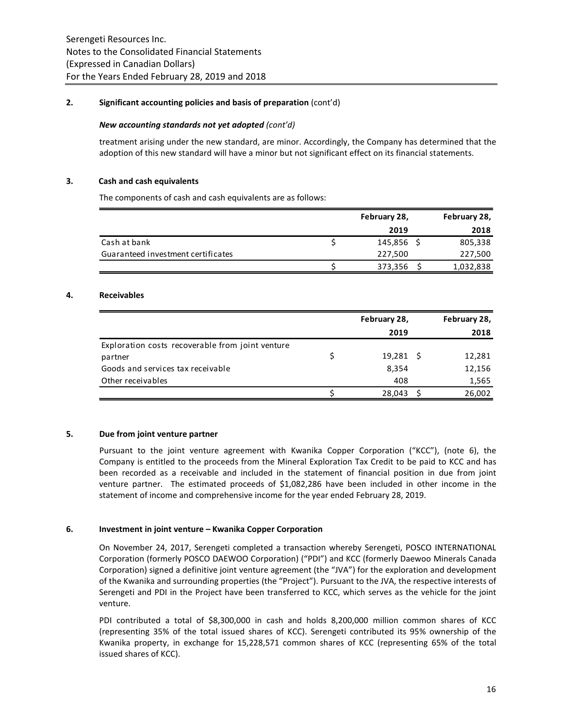## 2. Significant accounting policies and basis of preparation (cont'd)

### *New accounting standards not yet adopted (cont'd)*

treatment arising under the new standard, are minor. Accordingly, the Company has determined that the adoption of this new standard will have a minor but not significant effect on its financial statements.

## 3. Cash and cash equivalents

The components of cash and cash equivalents are as follows:

| | February 28, 2019 | February 28, 2018 |
|---|---|---|
| Cash at bank | $ 145,856 | $ 805,338 |
| Guaranteed investment certificates | 227,500 | 227,500 |
| | $ 373,356 | $ 1,032,838 |

## 4. Receivables

| | February 28, 2019 | February 28, 2018 |
|---|---|---|
| Exploration costs recoverable from joint venture partner | $ 19,281 | $ 12,281 |
| Goods and services tax receivable | 8,354 | 12,156 |
| Other receivables | 408 | 1,565 |
| | $ 28,043 | $ 26,002 |

## 5. Due from joint venture partner

Pursuant to the joint venture agreement with Kwanika Copper Corporation ("KCC"), (note 6), the Company is entitled to the proceeds from the Mineral Exploration Tax Credit to be paid to KCC and has been recorded as a receivable and included in the statement of financial position in due from joint venture partner. The estimated proceeds of $1,082,286 have been included in other income in the statement of income and comprehensive income for the year ended February 28, 2019.

## 6. Investment in joint venture – Kwanika Copper Corporation

On November 24, 2017, Serengeti completed a transaction whereby Serengeti, POSCO INTERNATIONAL Corporation (formerly POSCO DAEWOO Corporation) ("PDI") and KCC (formerly Daewoo Minerals Canada Corporation) signed a definitive joint venture agreement (the "JVA") for the exploration and development of the Kwanika and surrounding properties (the "Project"). Pursuant to the JVA, the respective interests of Serengeti and PDI in the Project have been transferred to KCC, which serves as the vehicle for the joint venture.

PDI contributed a total of $8,300,000 in cash and holds 8,200,000 million common shares of KCC (representing 35% of the total issued shares of KCC). Serengeti contributed its 95% ownership of the Kwanika property, in exchange for 15,228,571 common shares of KCC (representing 65% of the total issued shares of KCC).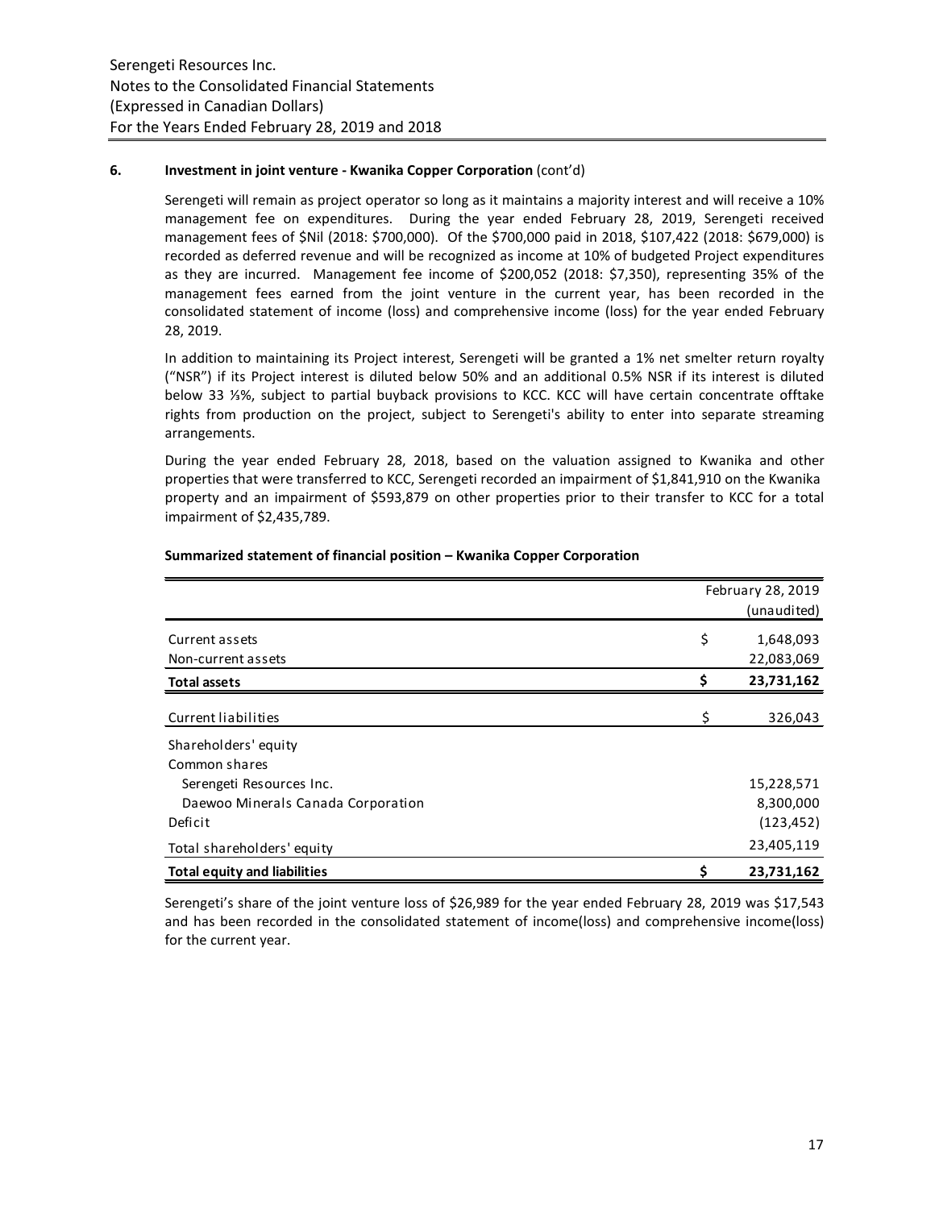### 6. Investment in joint venture - Kwanika Copper Corporation (cont'd)

Serengeti will remain as project operator so long as it maintains a majority interest and will receive a 10% management fee on expenditures. During the year ended February 28, 2019, Serengeti received management fees of $Nil (2018: $700,000). Of the $700,000 paid in 2018, $107,422 (2018: $679,000) is recorded as deferred revenue and will be recognized as income at 10% of budgeted Project expenditures as they are incurred. Management fee income of $200,052 (2018: $7,350), representing 35% of the management fees earned from the joint venture in the current year, has been recorded in the consolidated statement of income (loss) and comprehensive income (loss) for the year ended February 28, 2019.

In addition to maintaining its Project interest, Serengeti will be granted a 1% net smelter return royalty ("NSR") if its Project interest is diluted below 50% and an additional 0.5% NSR if its interest is diluted below 33 ⅓%, subject to partial buyback provisions to KCC. KCC will have certain concentrate offtake rights from production on the project, subject to Serengeti's ability to enter into separate streaming arrangements.

During the year ended February 28, 2018, based on the valuation assigned to Kwanika and other properties that were transferred to KCC, Serengeti recorded an impairment of $1,841,910 on the Kwanika property and an impairment of $593,879 on other properties prior to their transfer to KCC for a total impairment of $2,435,789.

**Summarized statement of financial position – Kwanika Copper Corporation**

| | | February 28, 2019 (unaudited) |
|---|---|---|
| Current assets | $ | 1,648,093 |
| Non-current assets | | 22,083,069 |
| **Total assets** | **$** | **23,731,162** |
| Current liabilities | $ | 326,043 |
| Shareholders' equity | | |
| Common shares | | |
| Serengeti Resources Inc. | | 15,228,571 |
| Daewoo Minerals Canada Corporation | | 8,300,000 |
| Deficit | | (123,452) |
| Total shareholders' equity | | 23,405,119 |
| **Total equity and liabilities** | **$** | **23,731,162** |

Serengeti's share of the joint venture loss of $26,989 for the year ended February 28, 2019 was $17,543 and has been recorded in the consolidated statement of income(loss) and comprehensive income(loss) for the current year.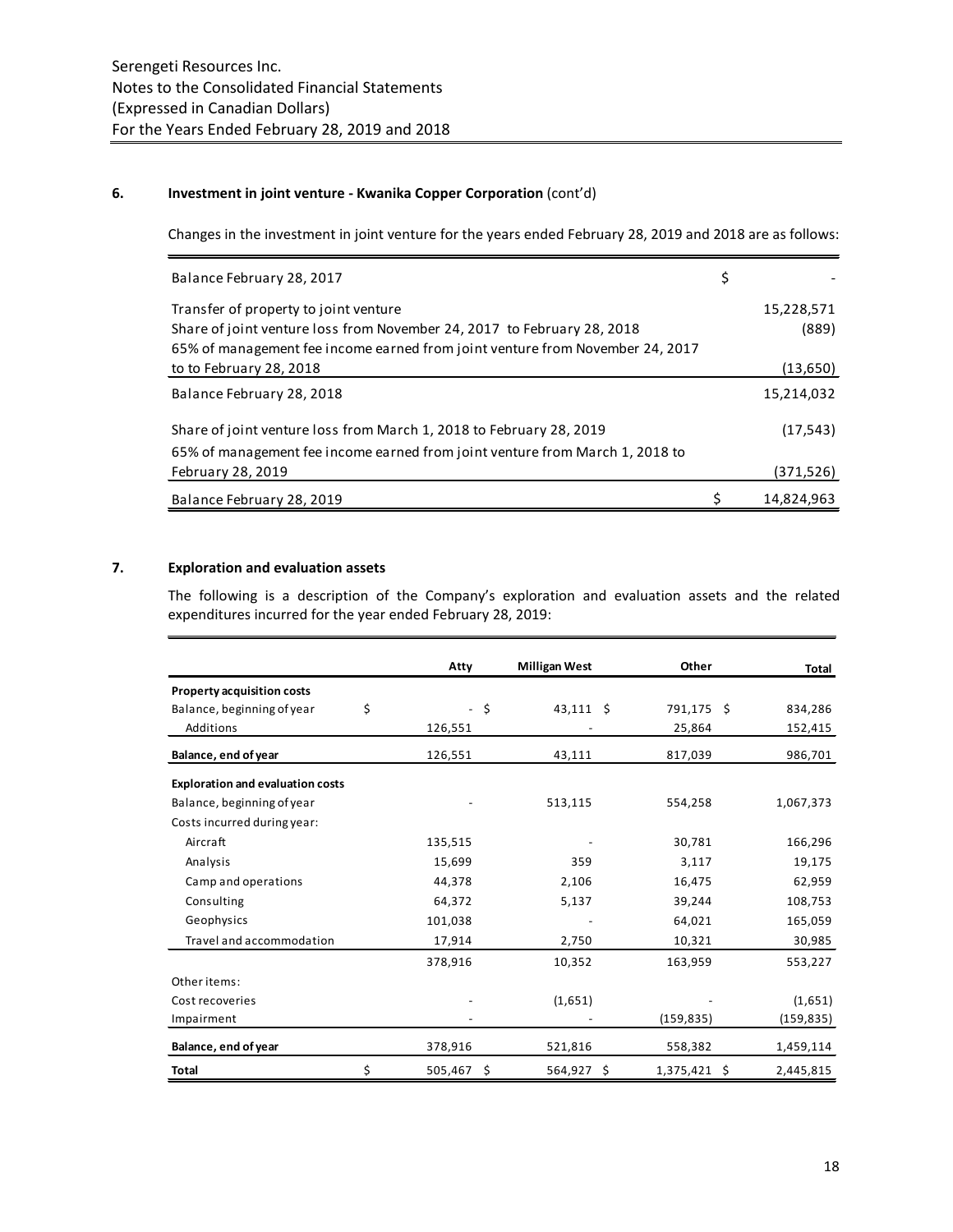## 6. Investment in joint venture - Kwanika Copper Corporation (cont'd)

Changes in the investment in joint venture for the years ended February 28, 2019 and 2018 are as follows:

| | |
|---|---|
| Balance February 28, 2017 | $ - |
| Transfer of property to joint venture | 15,228,571 |
| Share of joint venture loss from November 24, 2017 to February 28, 2018 | (889) |
| 65% of management fee income earned from joint venture from November 24, 2017 to to February 28, 2018 | (13,650) |
| Balance February 28, 2018 | 15,214,032 |
| Share of joint venture loss from March 1, 2018 to February 28, 2019 | (17,543) |
| 65% of management fee income earned from joint venture from March 1, 2018 to February 28, 2019 | (371,526) |
| Balance February 28, 2019 | $ 14,824,963 |

## 7. Exploration and evaluation assets

The following is a description of the Company's exploration and evaluation assets and the related expenditures incurred for the year ended February 28, 2019:

| | Atty | Milligan West | Other | Total |
|---|---|---|---|---|
| **Property acquisition costs** | | | | |
| Balance, beginning of year | $ - | $ 43,111 | $ 791,175 | $ 834,286 |
| Additions | 126,551 | - | 25,864 | 152,415 |
| **Balance, end of year** | 126,551 | 43,111 | 817,039 | 986,701 |
| **Exploration and evaluation costs** | | | | |
| Balance, beginning of year | - | 513,115 | 554,258 | 1,067,373 |
| Costs incurred during year: | | | | |
| Aircraft | 135,515 | - | 30,781 | 166,296 |
| Analysis | 15,699 | 359 | 3,117 | 19,175 |
| Camp and operations | 44,378 | 2,106 | 16,475 | 62,959 |
| Consulting | 64,372 | 5,137 | 39,244 | 108,753 |
| Geophysics | 101,038 | - | 64,021 | 165,059 |
| Travel and accommodation | 17,914 | 2,750 | 10,321 | 30,985 |
| | 378,916 | 10,352 | 163,959 | 553,227 |
| Other items: | | | | |
| Cost recoveries | - | (1,651) | - | (1,651) |
| Impairment | - | - | (159,835) | (159,835) |
| **Balance, end of year** | 378,916 | 521,816 | 558,382 | 1,459,114 |
| **Total** | $ 505,467 | $ 564,927 | $ 1,375,421 | $ 2,445,815 |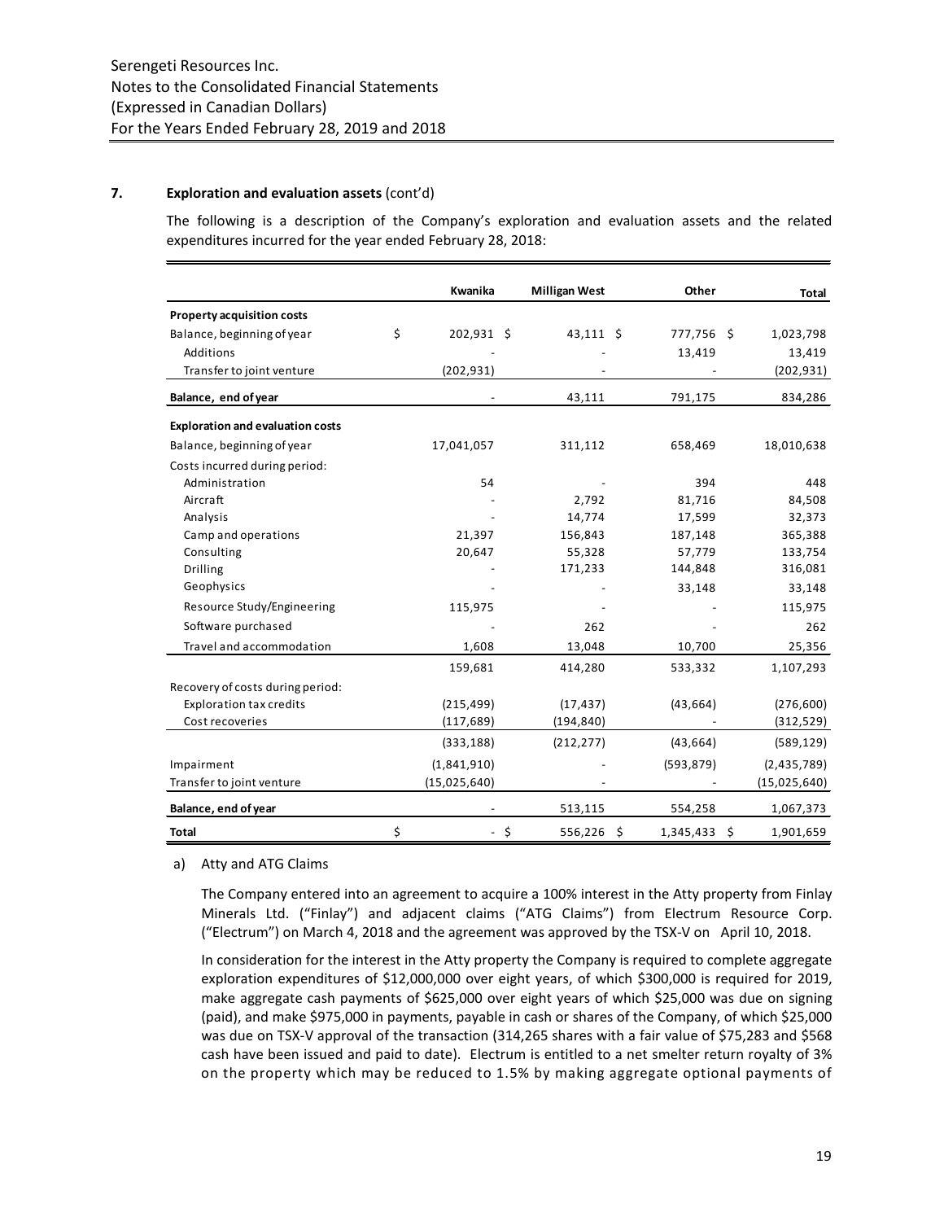## 7. Exploration and evaluation assets (cont'd)

The following is a description of the Company's exploration and evaluation assets and the related expenditures incurred for the year ended February 28, 2018:

| | Kwanika | Milligan West | Other | Total |
|---|---|---|---|---|
| **Property acquisition costs** | | | | |
| Balance, beginning of year | $ 202,931 | $ 43,111 | $ 777,756 | $ 1,023,798 |
| Additions | - | - | 13,419 | 13,419 |
| Transfer to joint venture | (202,931) | - | - | (202,931) |
| **Balance, end of year** | - | 43,111 | 791,175 | 834,286 |
| **Exploration and evaluation costs** | | | | |
| Balance, beginning of year | 17,041,057 | 311,112 | 658,469 | 18,010,638 |
| Costs incurred during period: | | | | |
| Administration | 54 | - | 394 | 448 |
| Aircraft | - | 2,792 | 81,716 | 84,508 |
| Analysis | - | 14,774 | 17,599 | 32,373 |
| Camp and operations | 21,397 | 156,843 | 187,148 | 365,388 |
| Consulting | 20,647 | 55,328 | 57,779 | 133,754 |
| Drilling | - | 171,233 | 144,848 | 316,081 |
| Geophysics | - | - | 33,148 | 33,148 |
| Resource Study/Engineering | 115,975 | - | - | 115,975 |
| Software purchased | - | 262 | - | 262 |
| Travel and accommodation | 1,608 | 13,048 | 10,700 | 25,356 |
| | 159,681 | 414,280 | 533,332 | 1,107,293 |
| Recovery of costs during period: | | | | |
| Exploration tax credits | (215,499) | (17,437) | (43,664) | (276,600) |
| Cost recoveries | (117,689) | (194,840) | - | (312,529) |
| | (333,188) | (212,277) | (43,664) | (589,129) |
| Impairment | (1,841,910) | - | (593,879) | (2,435,789) |
| Transfer to joint venture | (15,025,640) | - | - | (15,025,640) |
| **Balance, end of year** | - | 513,115 | 554,258 | 1,067,373 |
| **Total** | $ - | $ 556,226 | $ 1,345,433 | $ 1,901,659 |

a) Atty and ATG Claims

The Company entered into an agreement to acquire a 100% interest in the Atty property from Finlay Minerals Ltd. ("Finlay") and adjacent claims ("ATG Claims") from Electrum Resource Corp. ("Electrum") on March 4, 2018 and the agreement was approved by the TSX-V on April 10, 2018.

In consideration for the interest in the Atty property the Company is required to complete aggregate exploration expenditures of $12,000,000 over eight years, of which $300,000 is required for 2019, make aggregate cash payments of $625,000 over eight years of which $25,000 was due on signing (paid), and make $975,000 in payments, payable in cash or shares of the Company, of which $25,000 was due on TSX-V approval of the transaction (314,265 shares with a fair value of $75,283 and $568 cash have been issued and paid to date). Electrum is entitled to a net smelter return royalty of 3% on the property which may be reduced to 1.5% by making aggregate optional payments of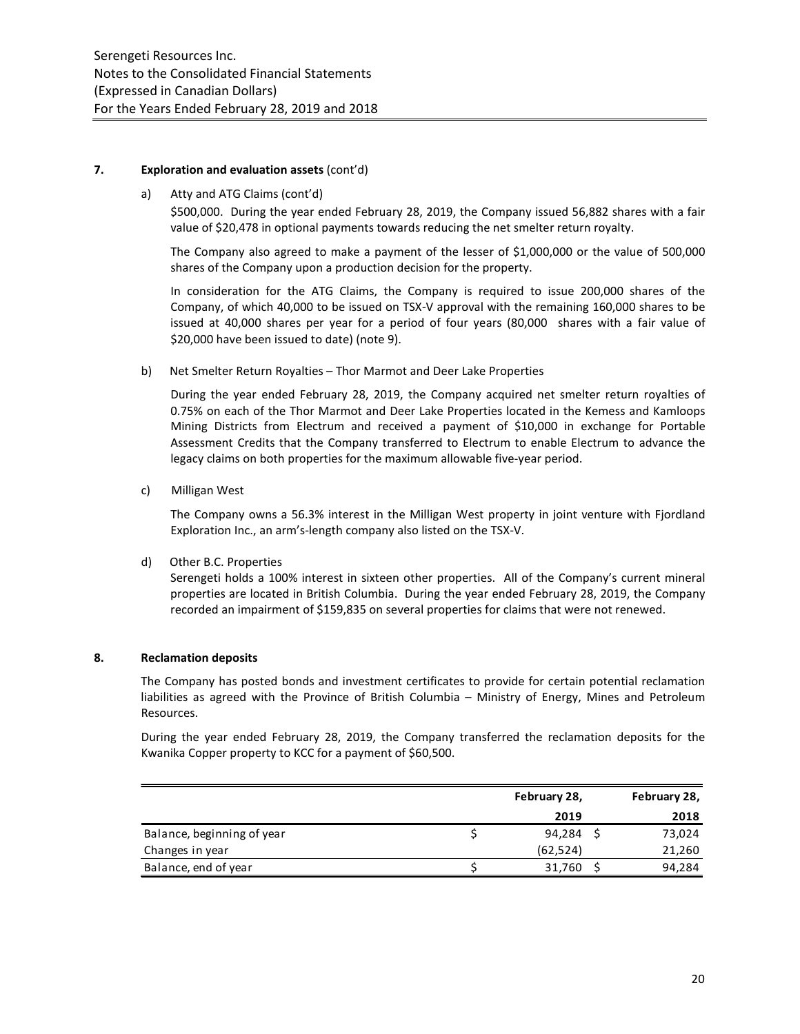**7. Exploration and evaluation assets** (cont'd)

a) Atty and ATG Claims (cont'd)

$500,000. During the year ended February 28, 2019, the Company issued 56,882 shares with a fair value of $20,478 in optional payments towards reducing the net smelter return royalty.

The Company also agreed to make a payment of the lesser of $1,000,000 or the value of 500,000 shares of the Company upon a production decision for the property.

In consideration for the ATG Claims, the Company is required to issue 200,000 shares of the Company, of which 40,000 to be issued on TSX-V approval with the remaining 160,000 shares to be issued at 40,000 shares per year for a period of four years (80,000 shares with a fair value of $20,000 have been issued to date) (note 9).

b) Net Smelter Return Royalties – Thor Marmot and Deer Lake Properties

During the year ended February 28, 2019, the Company acquired net smelter return royalties of 0.75% on each of the Thor Marmot and Deer Lake Properties located in the Kemess and Kamloops Mining Districts from Electrum and received a payment of $10,000 in exchange for Portable Assessment Credits that the Company transferred to Electrum to enable Electrum to advance the legacy claims on both properties for the maximum allowable five-year period.

c) Milligan West

The Company owns a 56.3% interest in the Milligan West property in joint venture with Fjordland Exploration Inc., an arm's-length company also listed on the TSX-V.

d) Other B.C. Properties

Serengeti holds a 100% interest in sixteen other properties. All of the Company's current mineral properties are located in British Columbia. During the year ended February 28, 2019, the Company recorded an impairment of $159,835 on several properties for claims that were not renewed.

**8. Reclamation deposits**

The Company has posted bonds and investment certificates to provide for certain potential reclamation liabilities as agreed with the Province of British Columbia – Ministry of Energy, Mines and Petroleum Resources.

During the year ended February 28, 2019, the Company transferred the reclamation deposits for the Kwanika Copper property to KCC for a payment of $60,500.

| | February 28, 2019 | February 28, 2018 |
|---|---|---|
| Balance, beginning of year | $ 94,284 | $ 73,024 |
| Changes in year | (62,524) | 21,260 |
| Balance, end of year | $ 31,760 | $ 94,284 |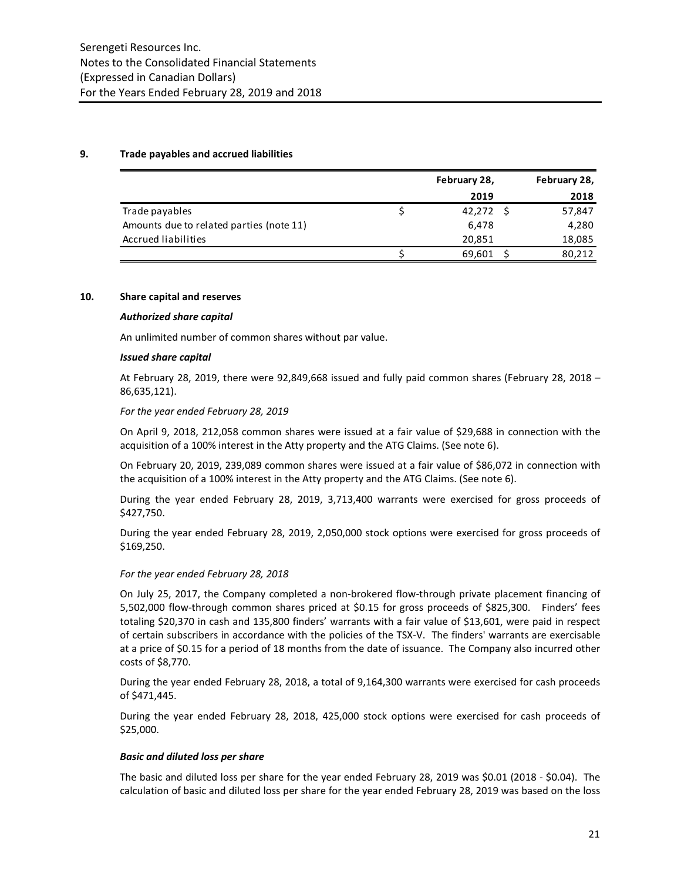## 9. Trade payables and accrued liabilities

| | February 28, 2019 | February 28, 2018 |
|---|---|---|
| Trade payables | $ 42,272 | $ 57,847 |
| Amounts due to related parties (note 11) | 6,478 | 4,280 |
| Accrued liabilities | 20,851 | 18,085 |
| | $ 69,601 | $ 80,212 |

## 10. Share capital and reserves

### *Authorized share capital*

An unlimited number of common shares without par value.

### *Issued share capital*

At February 28, 2019, there were 92,849,668 issued and fully paid common shares (February 28, 2018 – 86,635,121).

*For the year ended February 28, 2019*

On April 9, 2018, 212,058 common shares were issued at a fair value of $29,688 in connection with the acquisition of a 100% interest in the Atty property and the ATG Claims. (See note 6).

On February 20, 2019, 239,089 common shares were issued at a fair value of $86,072 in connection with the acquisition of a 100% interest in the Atty property and the ATG Claims. (See note 6).

During the year ended February 28, 2019, 3,713,400 warrants were exercised for gross proceeds of $427,750.

During the year ended February 28, 2019, 2,050,000 stock options were exercised for gross proceeds of $169,250.

*For the year ended February 28, 2018*

On July 25, 2017, the Company completed a non-brokered flow-through private placement financing of 5,502,000 flow-through common shares priced at $0.15 for gross proceeds of $825,300. Finders' fees totaling $20,370 in cash and 135,800 finders' warrants with a fair value of $13,601, were paid in respect of certain subscribers in accordance with the policies of the TSX-V. The finders' warrants are exercisable at a price of $0.15 for a period of 18 months from the date of issuance. The Company also incurred other costs of $8,770.

During the year ended February 28, 2018, a total of 9,164,300 warrants were exercised for cash proceeds of $471,445.

During the year ended February 28, 2018, 425,000 stock options were exercised for cash proceeds of $25,000.

### *Basic and diluted loss per share*

The basic and diluted loss per share for the year ended February 28, 2019 was $0.01 (2018 - $0.04). The calculation of basic and diluted loss per share for the year ended February 28, 2019 was based on the loss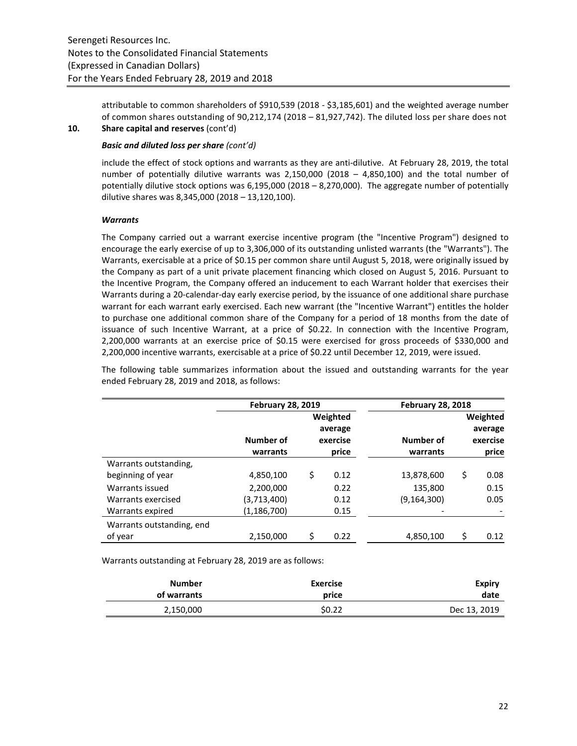attributable to common shareholders of $910,539 (2018 - $3,185,601) and the weighted average number of common shares outstanding of 90,212,174 (2018 – 81,927,742). The diluted loss per share does not

## 10. Share capital and reserves (cont'd)

***Basic and diluted loss per share (cont'd)***

include the effect of stock options and warrants as they are anti-dilutive. At February 28, 2019, the total number of potentially dilutive warrants was 2,150,000 (2018 – 4,850,100) and the total number of potentially dilutive stock options was 6,195,000 (2018 – 8,270,000). The aggregate number of potentially dilutive shares was 8,345,000 (2018 – 13,120,100).

***Warrants***

The Company carried out a warrant exercise incentive program (the "Incentive Program") designed to encourage the early exercise of up to 3,306,000 of its outstanding unlisted warrants (the "Warrants"). The Warrants, exercisable at a price of $0.15 per common share until August 5, 2018, were originally issued by the Company as part of a unit private placement financing which closed on August 5, 2016. Pursuant to the Incentive Program, the Company offered an inducement to each Warrant holder that exercises their Warrants during a 20-calendar-day early exercise period, by the issuance of one additional share purchase warrant for each warrant early exercised. Each new warrant (the "Incentive Warrant") entitles the holder to purchase one additional common share of the Company for a period of 18 months from the date of issuance of such Incentive Warrant, at a price of $0.22. In connection with the Incentive Program, 2,200,000 warrants at an exercise price of $0.15 were exercised for gross proceeds of $330,000 and 2,200,000 incentive warrants, exercisable at a price of $0.22 until December 12, 2019, were issued.

The following table summarizes information about the issued and outstanding warrants for the year ended February 28, 2019 and 2018, as follows:

| | February 28, 2019 | | February 28, 2018 | |
|---|---|---|---|---|
| | Number of warrants | Weighted average exercise price | Number of warrants | Weighted average exercise price |
| Warrants outstanding, beginning of year | 4,850,100 | $ 0.12 | 13,878,600 | $ 0.08 |
| Warrants issued | 2,200,000 | 0.22 | 135,800 | 0.15 |
| Warrants exercised | (3,713,400) | 0.12 | (9,164,300) | 0.05 |
| Warrants expired | (1,186,700) | 0.15 | - | - |
| Warrants outstanding, end of year | 2,150,000 | $ 0.22 | 4,850,100 | $ 0.12 |

Warrants outstanding at February 28, 2019 are as follows:

| Number of warrants | Exercise price | Expiry date |
|---|---|---|
| 2,150,000 | $0.22 | Dec 13, 2019 |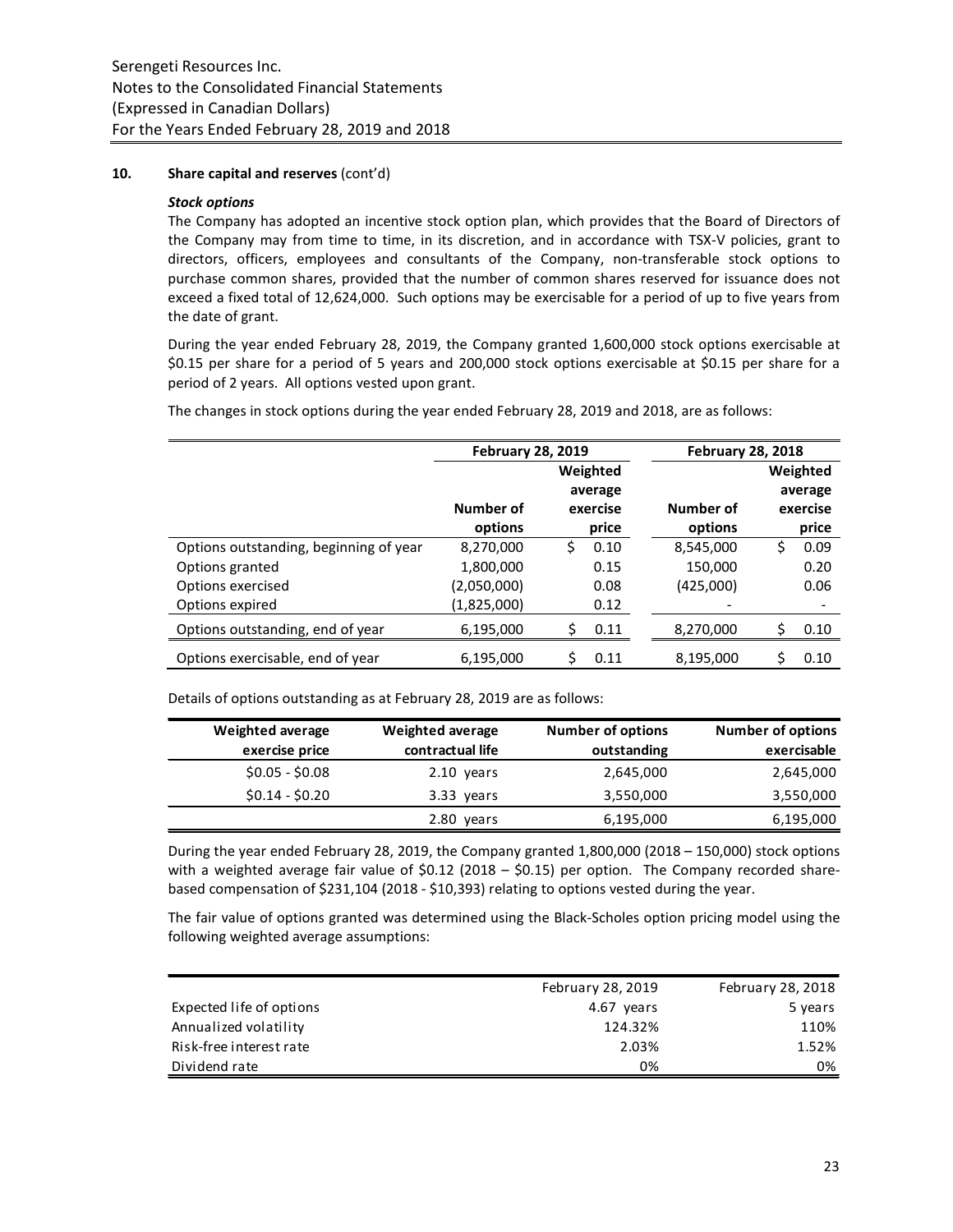## 10. Share capital and reserves (cont'd)

### *Stock options*

The Company has adopted an incentive stock option plan, which provides that the Board of Directors of the Company may from time to time, in its discretion, and in accordance with TSX-V policies, grant to directors, officers, employees and consultants of the Company, non-transferable stock options to purchase common shares, provided that the number of common shares reserved for issuance does not exceed a fixed total of 12,624,000. Such options may be exercisable for a period of up to five years from the date of grant.

During the year ended February 28, 2019, the Company granted 1,600,000 stock options exercisable at $0.15 per share for a period of 5 years and 200,000 stock options exercisable at $0.15 per share for a period of 2 years. All options vested upon grant.

The changes in stock options during the year ended February 28, 2019 and 2018, are as follows:

| | February 28, 2019 | | February 28, 2018 | |
|---|---|---|---|---|
| | Number of options | Weighted average exercise price | Number of options | Weighted average exercise price |
| Options outstanding, beginning of year | 8,270,000 | $ 0.10 | 8,545,000 | $ 0.09 |
| Options granted | 1,800,000 | 0.15 | 150,000 | 0.20 |
| Options exercised | (2,050,000) | 0.08 | (425,000) | 0.06 |
| Options expired | (1,825,000) | 0.12 | - | - |
| Options outstanding, end of year | 6,195,000 | $ 0.11 | 8,270,000 | $ 0.10 |
| Options exercisable, end of year | 6,195,000 | $ 0.11 | 8,195,000 | $ 0.10 |

Details of options outstanding as at February 28, 2019 are as follows:

| Weighted average exercise price | Weighted average contractual life | Number of options outstanding | Number of options exercisable |
|---|---|---|---|
| $0.05 - $0.08 | 2.10 years | 2,645,000 | 2,645,000 |
| $0.14 - $0.20 | 3.33 years | 3,550,000 | 3,550,000 |
| | 2.80 years | 6,195,000 | 6,195,000 |

During the year ended February 28, 2019, the Company granted 1,800,000 (2018 – 150,000) stock options with a weighted average fair value of $0.12 (2018 – $0.15) per option. The Company recorded share-based compensation of $231,104 (2018 - $10,393) relating to options vested during the year.

The fair value of options granted was determined using the Black-Scholes option pricing model using the following weighted average assumptions:

| | February 28, 2019 | February 28, 2018 |
|---|---|---|
| Expected life of options | 4.67 years | 5 years |
| Annualized volatility | 124.32% | 110% |
| Risk-free interest rate | 2.03% | 1.52% |
| Dividend rate | 0% | 0% |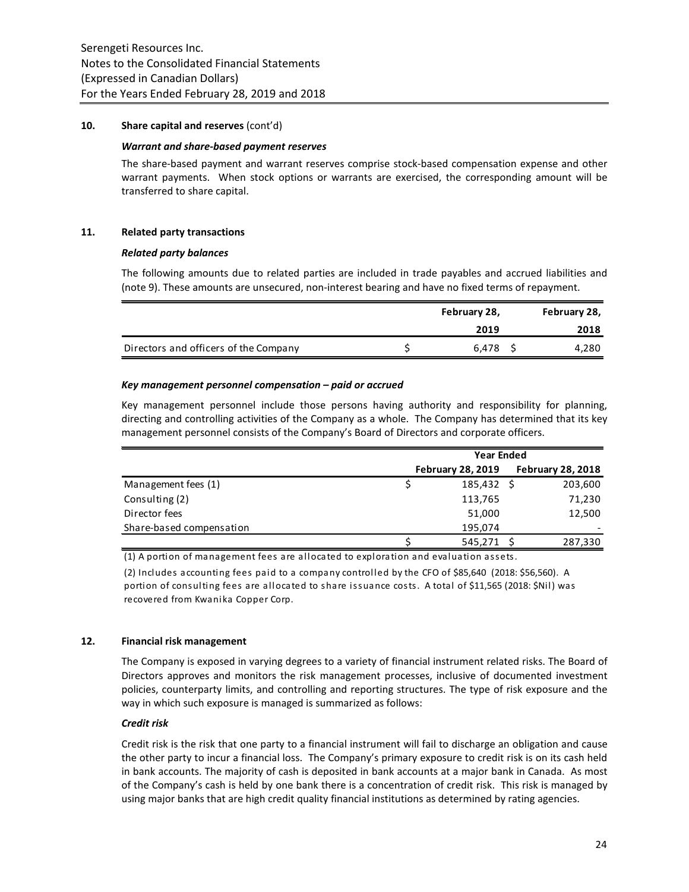## 10. Share capital and reserves (cont'd)

### *Warrant and share-based payment reserves*

The share-based payment and warrant reserves comprise stock-based compensation expense and other warrant payments. When stock options or warrants are exercised, the corresponding amount will be transferred to share capital.

## 11. Related party transactions

### *Related party balances*

The following amounts due to related parties are included in trade payables and accrued liabilities and (note 9). These amounts are unsecured, non-interest bearing and have no fixed terms of repayment.

| | February 28, 2019 | February 28, 2018 |
|---|---|---|
| Directors and officers of the Company | $ 6,478 | $ 4,280 |

### *Key management personnel compensation – paid or accrued*

Key management personnel include those persons having authority and responsibility for planning, directing and controlling activities of the Company as a whole. The Company has determined that its key management personnel consists of the Company's Board of Directors and corporate officers.

| | Year Ended | |
|---|---|---|
| | February 28, 2019 | February 28, 2018 |
| Management fees (1) | $ 185,432 | $ 203,600 |
| Consulting (2) | 113,765 | 71,230 |
| Director fees | 51,000 | 12,500 |
| Share-based compensation | 195,074 | - |
| | $ 545,271 | $ 287,330 |

(1) A portion of management fees are allocated to exploration and evaluation assets.

(2) Includes accounting fees paid to a company controlled by the CFO of $85,640 (2018: $56,560). A portion of consulting fees are allocated to share issuance costs. A total of $11,565 (2018: $Nil) was recovered from Kwanika Copper Corp.

## 12. Financial risk management

The Company is exposed in varying degrees to a variety of financial instrument related risks. The Board of Directors approves and monitors the risk management processes, inclusive of documented investment policies, counterparty limits, and controlling and reporting structures. The type of risk exposure and the way in which such exposure is managed is summarized as follows:

### *Credit risk*

Credit risk is the risk that one party to a financial instrument will fail to discharge an obligation and cause the other party to incur a financial loss. The Company's primary exposure to credit risk is on its cash held in bank accounts. The majority of cash is deposited in bank accounts at a major bank in Canada. As most of the Company's cash is held by one bank there is a concentration of credit risk. This risk is managed by using major banks that are high credit quality financial institutions as determined by rating agencies.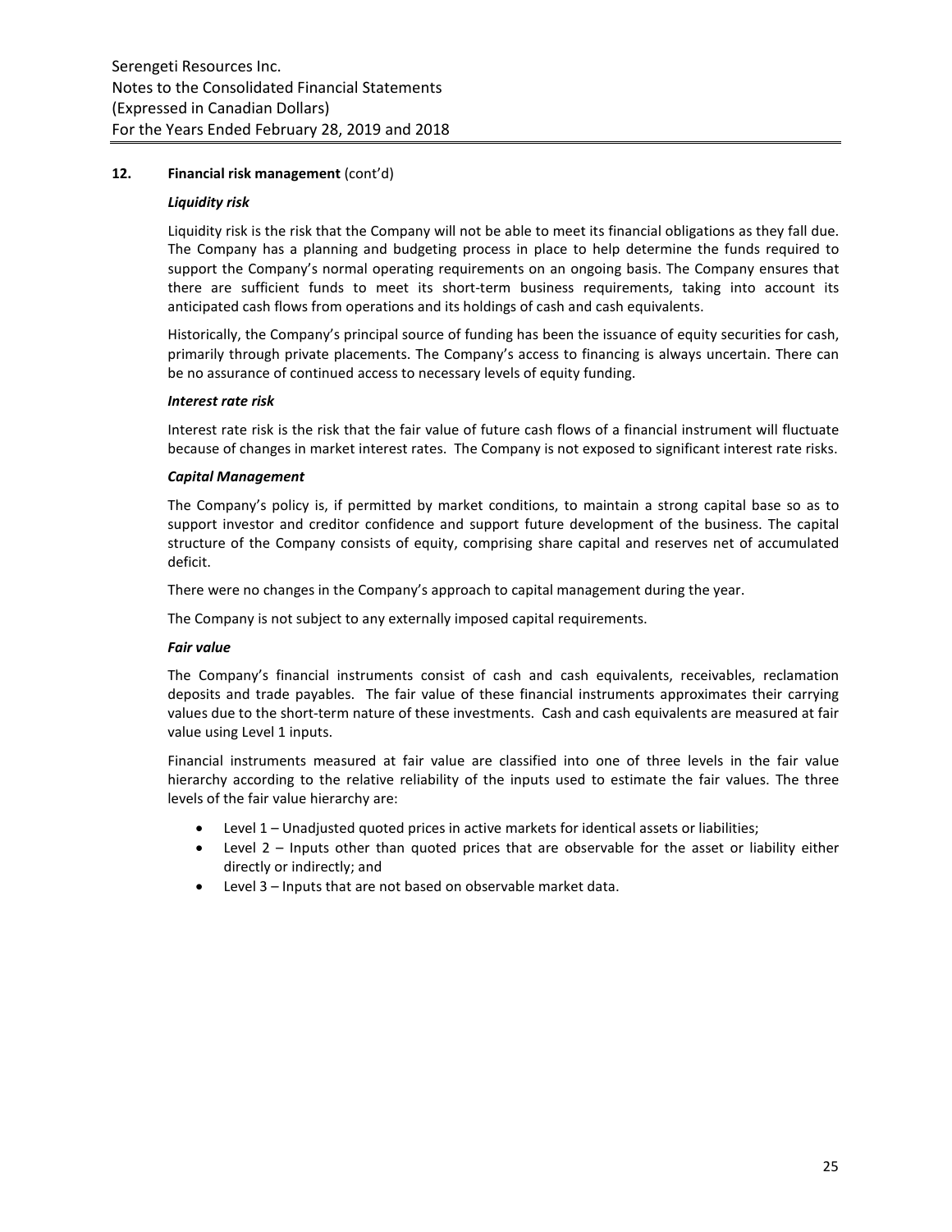## 12. Financial risk management (cont'd)

### *Liquidity risk*

Liquidity risk is the risk that the Company will not be able to meet its financial obligations as they fall due. The Company has a planning and budgeting process in place to help determine the funds required to support the Company's normal operating requirements on an ongoing basis. The Company ensures that there are sufficient funds to meet its short-term business requirements, taking into account its anticipated cash flows from operations and its holdings of cash and cash equivalents.

Historically, the Company's principal source of funding has been the issuance of equity securities for cash, primarily through private placements. The Company's access to financing is always uncertain. There can be no assurance of continued access to necessary levels of equity funding.

### *Interest rate risk*

Interest rate risk is the risk that the fair value of future cash flows of a financial instrument will fluctuate because of changes in market interest rates. The Company is not exposed to significant interest rate risks.

### *Capital Management*

The Company's policy is, if permitted by market conditions, to maintain a strong capital base so as to support investor and creditor confidence and support future development of the business. The capital structure of the Company consists of equity, comprising share capital and reserves net of accumulated deficit.

There were no changes in the Company's approach to capital management during the year.

The Company is not subject to any externally imposed capital requirements.

### *Fair value*

The Company's financial instruments consist of cash and cash equivalents, receivables, reclamation deposits and trade payables. The fair value of these financial instruments approximates their carrying values due to the short-term nature of these investments. Cash and cash equivalents are measured at fair value using Level 1 inputs.

Financial instruments measured at fair value are classified into one of three levels in the fair value hierarchy according to the relative reliability of the inputs used to estimate the fair values. The three levels of the fair value hierarchy are:

- Level 1 – Unadjusted quoted prices in active markets for identical assets or liabilities;
- Level 2 – Inputs other than quoted prices that are observable for the asset or liability either directly or indirectly; and
- Level 3 – Inputs that are not based on observable market data.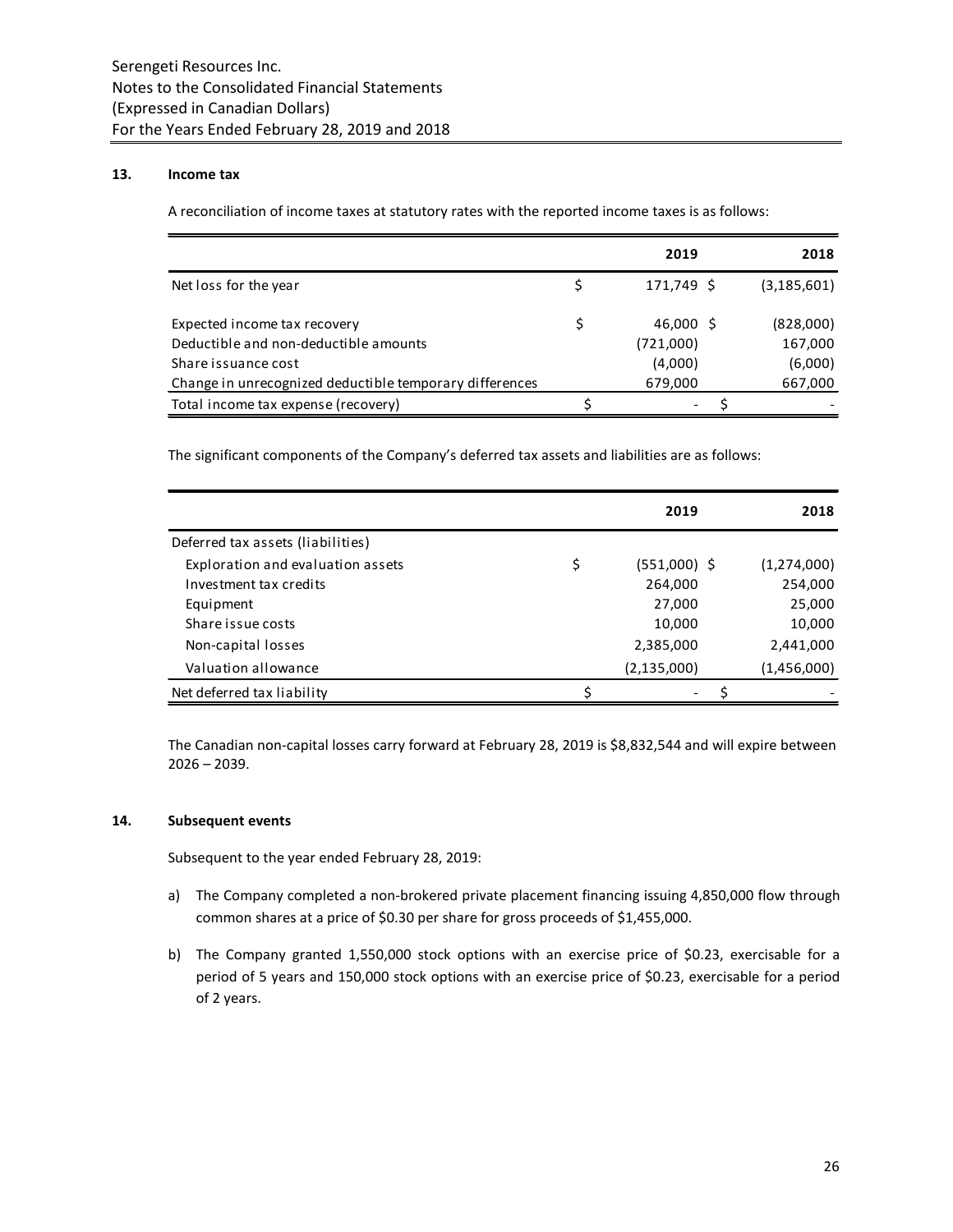Serengeti Resources Inc.
Notes to the Consolidated Financial Statements
(Expressed in Canadian Dollars)
For the Years Ended February 28, 2019 and 2018

## 13. Income tax

A reconciliation of income taxes at statutory rates with the reported income taxes is as follows:

| | | 2019 | 2018 |
|---|---|---|---|
| Net loss for the year | $ | 171,749 $ | (3,185,601) |
| Expected income tax recovery | $ | 46,000 $ | (828,000) |
| Deductible and non-deductible amounts | | (721,000) | 167,000 |
| Share issuance cost | | (4,000) | (6,000) |
| Change in unrecognized deductible temporary differences | | 679,000 | 667,000 |
| Total income tax expense (recovery) | $ | - $ | - |

The significant components of the Company's deferred tax assets and liabilities are as follows:

| | | 2019 | 2018 |
|---|---|---|---|
| Deferred tax assets (liabilities) | | | |
| Exploration and evaluation assets | $ | (551,000) $ | (1,274,000) |
| Investment tax credits | | 264,000 | 254,000 |
| Equipment | | 27,000 | 25,000 |
| Share issue costs | | 10,000 | 10,000 |
| Non-capital losses | | 2,385,000 | 2,441,000 |
| Valuation allowance | | (2,135,000) | (1,456,000) |
| Net deferred tax liability | $ | - $ | - |

The Canadian non-capital losses carry forward at February 28, 2019 is $8,832,544 and will expire between 2026 – 2039.

## 14. Subsequent events

Subsequent to the year ended February 28, 2019:

a) The Company completed a non-brokered private placement financing issuing 4,850,000 flow through common shares at a price of $0.30 per share for gross proceeds of $1,455,000.

b) The Company granted 1,550,000 stock options with an exercise price of $0.23, exercisable for a period of 5 years and 150,000 stock options with an exercise price of $0.23, exercisable for a period of 2 years.